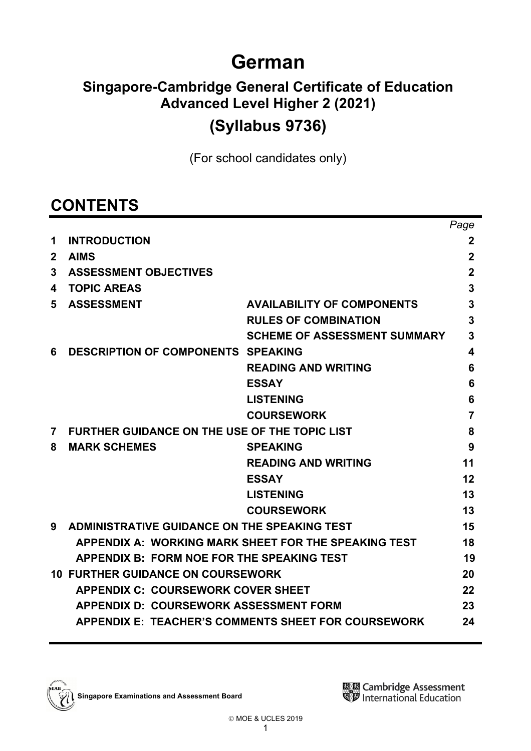# German

## Singapore-Cambridge General Certificate of Education Advanced Level Higher 2 (2021)

## (Syllabus 9736)

(For school candidates only)

## CONTENTS

| | | | *Page* |
|---|---|---|---|
| **1** | **INTRODUCTION** | | **2** |
| **2** | **AIMS** | | **2** |
| **3** | **ASSESSMENT OBJECTIVES** | | **2** |
| **4** | **TOPIC AREAS** | | **3** |
| **5** | **ASSESSMENT** | **AVAILABILITY OF COMPONENTS** | **3** |
| | | **RULES OF COMBINATION** | **3** |
| | | **SCHEME OF ASSESSMENT SUMMARY** | **3** |
| **6** | **DESCRIPTION OF COMPONENTS** | **SPEAKING** | **4** |
| | | **READING AND WRITING** | **6** |
| | | **ESSAY** | **6** |
| | | **LISTENING** | **6** |
| | | **COURSEWORK** | **7** |
| **7** | **FURTHER GUIDANCE ON THE USE OF THE TOPIC LIST** | | **8** |
| **8** | **MARK SCHEMES** | **SPEAKING** | **9** |
| | | **READING AND WRITING** | **11** |
| | | **ESSAY** | **12** |
| | | **LISTENING** | **13** |
| | | **COURSEWORK** | **13** |
| **9** | **ADMINISTRATIVE GUIDANCE ON THE SPEAKING TEST** | | **15** |
| | **APPENDIX A: WORKING MARK SHEET FOR THE SPEAKING TEST** | | **18** |
| | **APPENDIX B: FORM NOE FOR THE SPEAKING TEST** | | **19** |
| **10** | **FURTHER GUIDANCE ON COURSEWORK** | | **20** |
| | **APPENDIX C: COURSEWORK COVER SHEET** | | **22** |
| | **APPENDIX D: COURSEWORK ASSESSMENT FORM** | | **23** |
| | **APPENDIX E: TEACHER'S COMMENTS SHEET FOR COURSEWORK** | | **24** |

Singapore Examinations and Assessment Board

Cambridge Assessment International Education

© MOE & UCLES 2019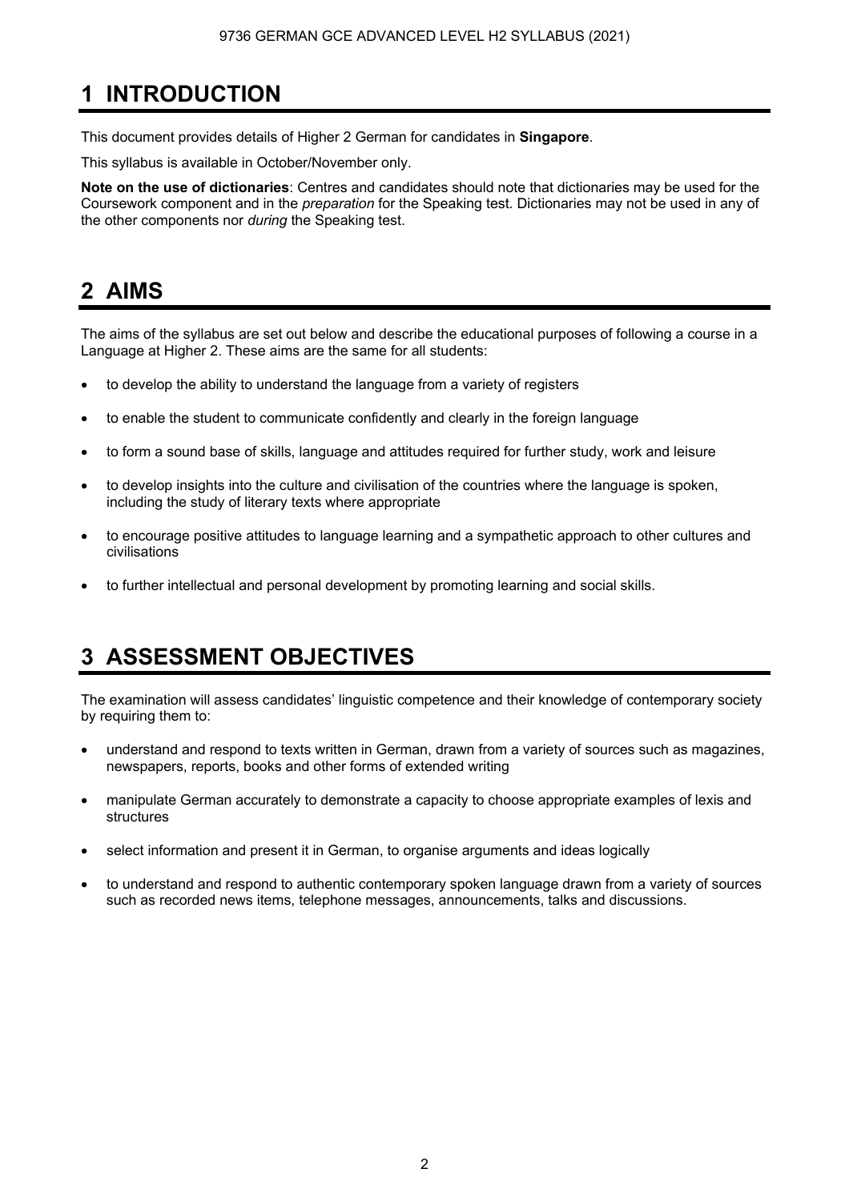# 1 INTRODUCTION

This document provides details of Higher 2 German for candidates in **Singapore**.

This syllabus is available in October/November only.

**Note on the use of dictionaries**: Centres and candidates should note that dictionaries may be used for the Coursework component and in the *preparation* for the Speaking test. Dictionaries may not be used in any of the other components nor *during* the Speaking test.

# 2 AIMS

The aims of the syllabus are set out below and describe the educational purposes of following a course in a Language at Higher 2. These aims are the same for all students:

- to develop the ability to understand the language from a variety of registers
- to enable the student to communicate confidently and clearly in the foreign language
- to form a sound base of skills, language and attitudes required for further study, work and leisure
- to develop insights into the culture and civilisation of the countries where the language is spoken, including the study of literary texts where appropriate
- to encourage positive attitudes to language learning and a sympathetic approach to other cultures and civilisations
- to further intellectual and personal development by promoting learning and social skills.

# 3 ASSESSMENT OBJECTIVES

The examination will assess candidates' linguistic competence and their knowledge of contemporary society by requiring them to:

- understand and respond to texts written in German, drawn from a variety of sources such as magazines, newspapers, reports, books and other forms of extended writing
- manipulate German accurately to demonstrate a capacity to choose appropriate examples of lexis and structures
- select information and present it in German, to organise arguments and ideas logically
- to understand and respond to authentic contemporary spoken language drawn from a variety of sources such as recorded news items, telephone messages, announcements, talks and discussions.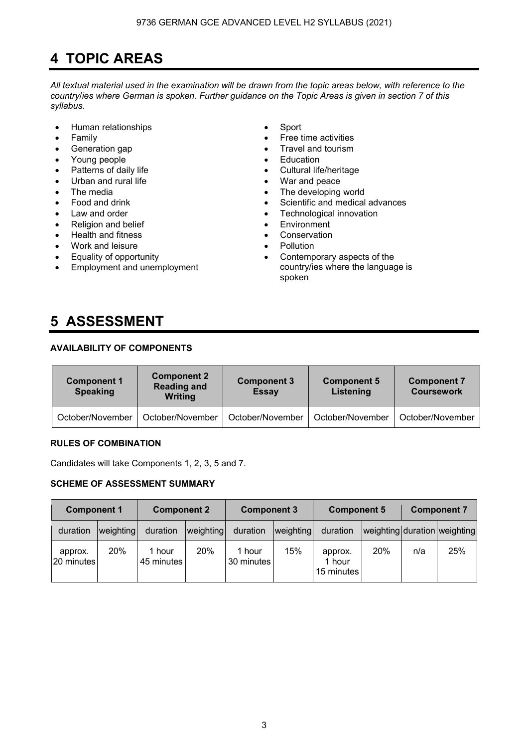# 4 TOPIC AREAS

*All textual material used in the examination will be drawn from the topic areas below, with reference to the country/ies where German is spoken. Further guidance on the Topic Areas is given in section 7 of this syllabus.*

- Human relationships
- Family
- Generation gap
- Young people
- Patterns of daily life
- Urban and rural life
- The media
- Food and drink
- Law and order
- Religion and belief
- Health and fitness
- Work and leisure
- Equality of opportunity
- Employment and unemployment
- Sport
- Free time activities
- Travel and tourism
- Education
- Cultural life/heritage
- War and peace
- The developing world
- Scientific and medical advances
- Technological innovation
- Environment
- Conservation
- Pollution
- Contemporary aspects of the country/ies where the language is spoken

# 5 ASSESSMENT

**AVAILABILITY OF COMPONENTS**

| Component 1 Speaking | Component 2 Reading and Writing | Component 3 Essay | Component 5 Listening | Component 7 Coursework |
|---|---|---|---|---|
| October/November | October/November | October/November | October/November | October/November |

**RULES OF COMBINATION**

Candidates will take Components 1, 2, 3, 5 and 7.

**SCHEME OF ASSESSMENT SUMMARY**

| Component 1 | | Component 2 | | Component 3 | | Component 5 | | Component 7 | |
|---|---|---|---|---|---|---|---|---|---|
| duration | weighting | duration | weighting | duration | weighting | duration | weighting | duration | weighting |
| approx. 20 minutes | 20% | 1 hour 45 minutes | 20% | 1 hour 30 minutes | 15% | approx. 1 hour 15 minutes | 20% | n/a | 25% |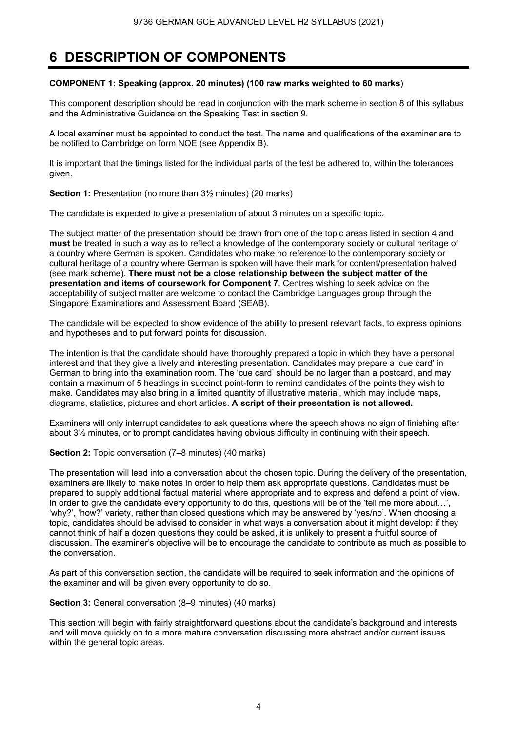# 6 DESCRIPTION OF COMPONENTS

**COMPONENT 1: Speaking (approx. 20 minutes) (100 raw marks weighted to 60 marks**)

This component description should be read in conjunction with the mark scheme in section 8 of this syllabus and the Administrative Guidance on the Speaking Test in section 9.

A local examiner must be appointed to conduct the test. The name and qualifications of the examiner are to be notified to Cambridge on form NOE (see Appendix B).

It is important that the timings listed for the individual parts of the test be adhered to, within the tolerances given.

**Section 1:** Presentation (no more than 3½ minutes) (20 marks)

The candidate is expected to give a presentation of about 3 minutes on a specific topic.

The subject matter of the presentation should be drawn from one of the topic areas listed in section 4 and **must** be treated in such a way as to reflect a knowledge of the contemporary society or cultural heritage of a country where German is spoken. Candidates who make no reference to the contemporary society or cultural heritage of a country where German is spoken will have their mark for content/presentation halved (see mark scheme). **There must not be a close relationship between the subject matter of the presentation and items of coursework for Component 7**. Centres wishing to seek advice on the acceptability of subject matter are welcome to contact the Cambridge Languages group through the Singapore Examinations and Assessment Board (SEAB).

The candidate will be expected to show evidence of the ability to present relevant facts, to express opinions and hypotheses and to put forward points for discussion.

The intention is that the candidate should have thoroughly prepared a topic in which they have a personal interest and that they give a lively and interesting presentation. Candidates may prepare a 'cue card' in German to bring into the examination room. The 'cue card' should be no larger than a postcard, and may contain a maximum of 5 headings in succinct point-form to remind candidates of the points they wish to make. Candidates may also bring in a limited quantity of illustrative material, which may include maps, diagrams, statistics, pictures and short articles. **A script of their presentation is not allowed.**

Examiners will only interrupt candidates to ask questions where the speech shows no sign of finishing after about 3½ minutes, or to prompt candidates having obvious difficulty in continuing with their speech.

**Section 2:** Topic conversation (7–8 minutes) (40 marks)

The presentation will lead into a conversation about the chosen topic. During the delivery of the presentation, examiners are likely to make notes in order to help them ask appropriate questions. Candidates must be prepared to supply additional factual material where appropriate and to express and defend a point of view. In order to give the candidate every opportunity to do this, questions will be of the 'tell me more about…', 'why?', 'how?' variety, rather than closed questions which may be answered by 'yes/no'. When choosing a topic, candidates should be advised to consider in what ways a conversation about it might develop: if they cannot think of half a dozen questions they could be asked, it is unlikely to present a fruitful source of discussion. The examiner's objective will be to encourage the candidate to contribute as much as possible to the conversation.

As part of this conversation section, the candidate will be required to seek information and the opinions of the examiner and will be given every opportunity to do so.

**Section 3:** General conversation (8–9 minutes) (40 marks)

This section will begin with fairly straightforward questions about the candidate's background and interests and will move quickly on to a more mature conversation discussing more abstract and/or current issues within the general topic areas.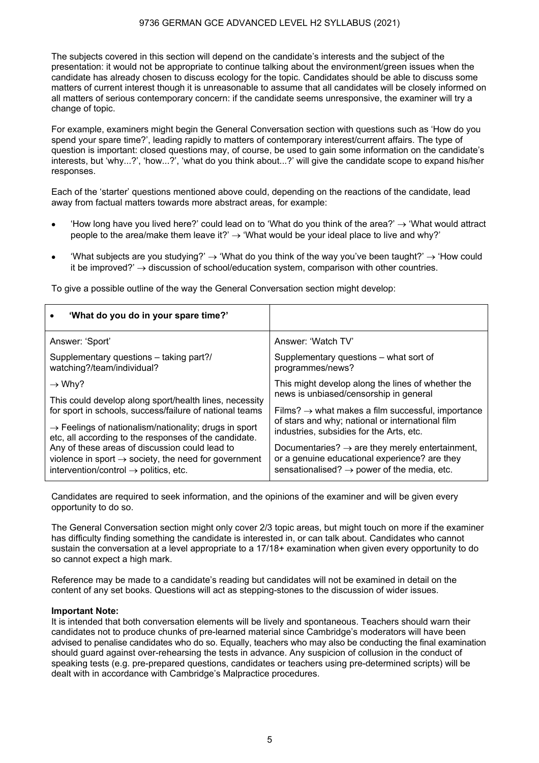The subjects covered in this section will depend on the candidate's interests and the subject of the presentation: it would not be appropriate to continue talking about the environment/green issues when the candidate has already chosen to discuss ecology for the topic. Candidates should be able to discuss some matters of current interest though it is unreasonable to assume that all candidates will be closely informed on all matters of serious contemporary concern: if the candidate seems unresponsive, the examiner will try a change of topic.

For example, examiners might begin the General Conversation section with questions such as 'How do you spend your spare time?', leading rapidly to matters of contemporary interest/current affairs. The type of question is important: closed questions may, of course, be used to gain some information on the candidate's interests, but 'why...?', 'how...?', 'what do you think about...?' will give the candidate scope to expand his/her responses.

Each of the 'starter' questions mentioned above could, depending on the reactions of the candidate, lead away from factual matters towards more abstract areas, for example:

- 'How long have you lived here?' could lead on to 'What do you think of the area?' → 'What would attract people to the area/make them leave it?' → 'What would be your ideal place to live and why?'
- 'What subjects are you studying?' → 'What do you think of the way you've been taught?' → 'How could it be improved?' → discussion of school/education system, comparison with other countries.

To give a possible outline of the way the General Conversation section might develop:

| • **'What do you do in your spare time?'** | |
|---|---|
| Answer: 'Sport'<br><br>Supplementary questions – taking part?/ watching?/team/individual?<br><br>→ Why?<br><br>This could develop along sport/health lines, necessity for sport in schools, success/failure of national teams<br><br>→ Feelings of nationalism/nationality; drugs in sport etc, all according to the responses of the candidate. Any of these areas of discussion could lead to violence in sport → society, the need for government intervention/control → politics, etc. | Answer: 'Watch TV'<br><br>Supplementary questions – what sort of programmes/news?<br><br>This might develop along the lines of whether the news is unbiased/censorship in general<br><br>Films? → what makes a film successful, importance of stars and why; national or international film industries, subsidies for the Arts, etc.<br><br>Documentaries? → are they merely entertainment, or a genuine educational experience? are they sensationalised? → power of the media, etc. |

Candidates are required to seek information, and the opinions of the examiner and will be given every opportunity to do so.

The General Conversation section might only cover 2/3 topic areas, but might touch on more if the examiner has difficulty finding something the candidate is interested in, or can talk about. Candidates who cannot sustain the conversation at a level appropriate to a 17/18+ examination when given every opportunity to do so cannot expect a high mark.

Reference may be made to a candidate's reading but candidates will not be examined in detail on the content of any set books. Questions will act as stepping-stones to the discussion of wider issues.

**Important Note:**
It is intended that both conversation elements will be lively and spontaneous. Teachers should warn their candidates not to produce chunks of pre-learned material since Cambridge's moderators will have been advised to penalise candidates who do so. Equally, teachers who may also be conducting the final examination should guard against over-rehearsing the tests in advance. Any suspicion of collusion in the conduct of speaking tests (e.g. pre-prepared questions, candidates or teachers using pre-determined scripts) will be dealt with in accordance with Cambridge's Malpractice procedures.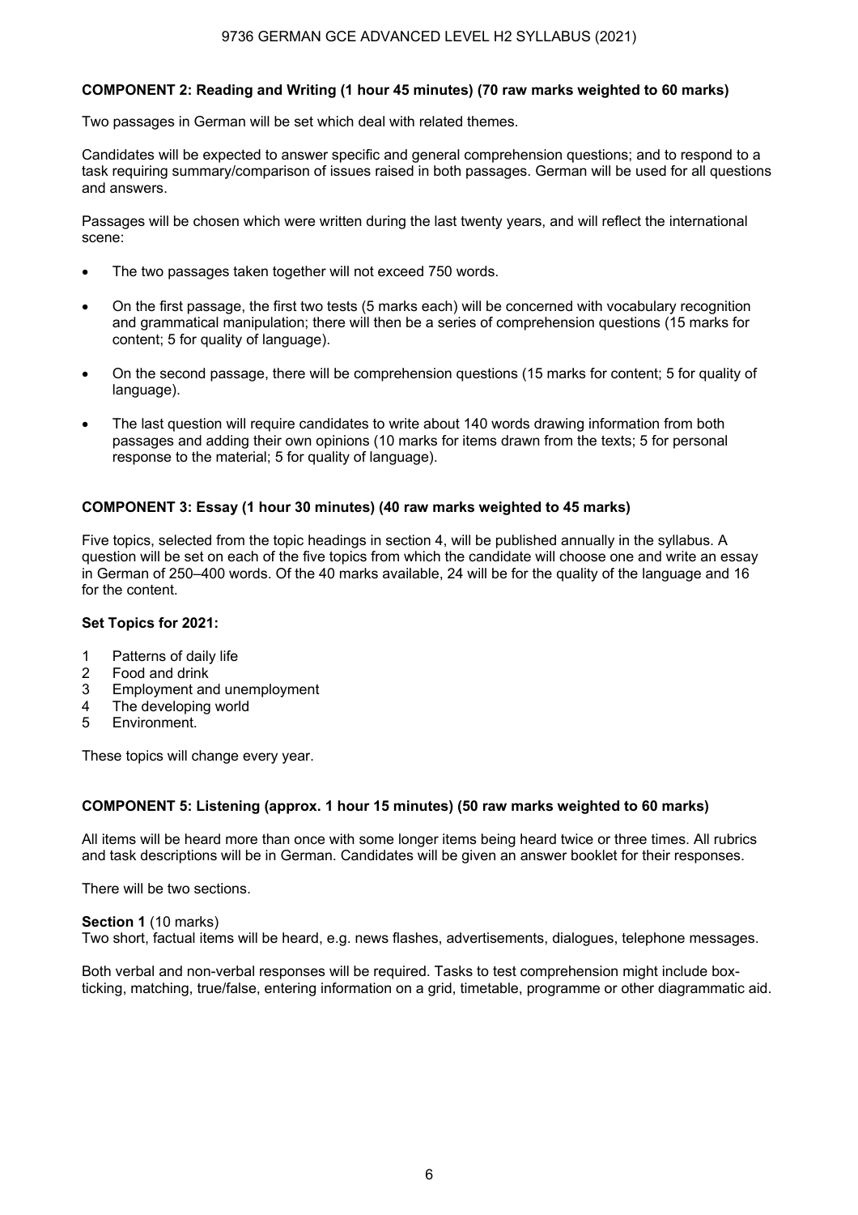### COMPONENT 2: Reading and Writing (1 hour 45 minutes) (70 raw marks weighted to 60 marks)

Two passages in German will be set which deal with related themes.

Candidates will be expected to answer specific and general comprehension questions; and to respond to a task requiring summary/comparison of issues raised in both passages. German will be used for all questions and answers.

Passages will be chosen which were written during the last twenty years, and will reflect the international scene:

- The two passages taken together will not exceed 750 words.
- On the first passage, the first two tests (5 marks each) will be concerned with vocabulary recognition and grammatical manipulation; there will then be a series of comprehension questions (15 marks for content; 5 for quality of language).
- On the second passage, there will be comprehension questions (15 marks for content; 5 for quality of language).
- The last question will require candidates to write about 140 words drawing information from both passages and adding their own opinions (10 marks for items drawn from the texts; 5 for personal response to the material; 5 for quality of language).

### COMPONENT 3: Essay (1 hour 30 minutes) (40 raw marks weighted to 45 marks)

Five topics, selected from the topic headings in section 4, will be published annually in the syllabus. A question will be set on each of the five topics from which the candidate will choose one and write an essay in German of 250–400 words. Of the 40 marks available, 24 will be for the quality of the language and 16 for the content.

**Set Topics for 2021:**

1. Patterns of daily life
2. Food and drink
3. Employment and unemployment
4. The developing world
5. Environment.

These topics will change every year.

### COMPONENT 5: Listening (approx. 1 hour 15 minutes) (50 raw marks weighted to 60 marks)

All items will be heard more than once with some longer items being heard twice or three times. All rubrics and task descriptions will be in German. Candidates will be given an answer booklet for their responses.

There will be two sections.

**Section 1** (10 marks)
Two short, factual items will be heard, e.g. news flashes, advertisements, dialogues, telephone messages.

Both verbal and non-verbal responses will be required. Tasks to test comprehension might include box-ticking, matching, true/false, entering information on a grid, timetable, programme or other diagrammatic aid.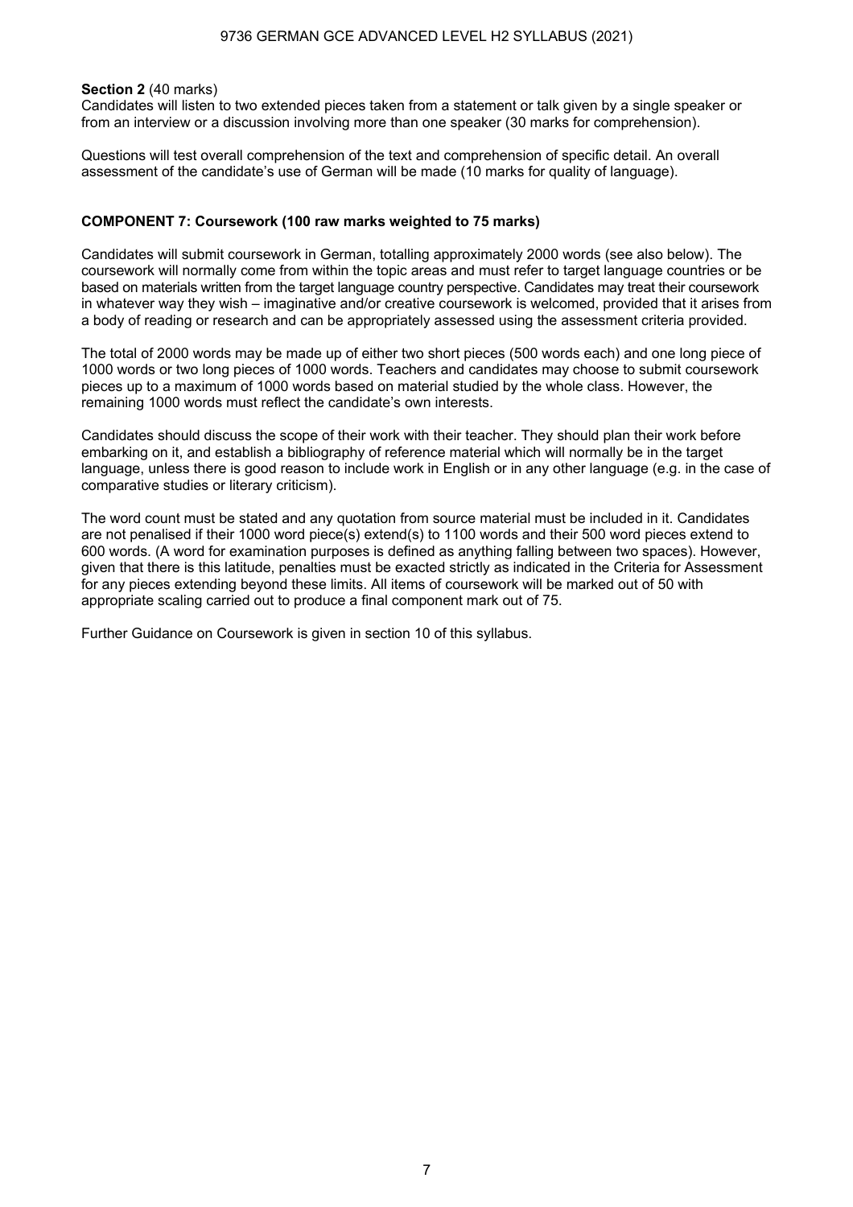**Section 2** (40 marks)
Candidates will listen to two extended pieces taken from a statement or talk given by a single speaker or from an interview or a discussion involving more than one speaker (30 marks for comprehension).

Questions will test overall comprehension of the text and comprehension of specific detail. An overall assessment of the candidate's use of German will be made (10 marks for quality of language).

### COMPONENT 7: Coursework (100 raw marks weighted to 75 marks)

Candidates will submit coursework in German, totalling approximately 2000 words (see also below). The coursework will normally come from within the topic areas and must refer to target language countries or be based on materials written from the target language country perspective. Candidates may treat their coursework in whatever way they wish – imaginative and/or creative coursework is welcomed, provided that it arises from a body of reading or research and can be appropriately assessed using the assessment criteria provided.

The total of 2000 words may be made up of either two short pieces (500 words each) and one long piece of 1000 words or two long pieces of 1000 words. Teachers and candidates may choose to submit coursework pieces up to a maximum of 1000 words based on material studied by the whole class. However, the remaining 1000 words must reflect the candidate's own interests.

Candidates should discuss the scope of their work with their teacher. They should plan their work before embarking on it, and establish a bibliography of reference material which will normally be in the target language, unless there is good reason to include work in English or in any other language (e.g. in the case of comparative studies or literary criticism).

The word count must be stated and any quotation from source material must be included in it. Candidates are not penalised if their 1000 word piece(s) extend(s) to 1100 words and their 500 word pieces extend to 600 words. (A word for examination purposes is defined as anything falling between two spaces). However, given that there is this latitude, penalties must be exacted strictly as indicated in the Criteria for Assessment for any pieces extending beyond these limits. All items of coursework will be marked out of 50 with appropriate scaling carried out to produce a final component mark out of 75.

Further Guidance on Coursework is given in section 10 of this syllabus.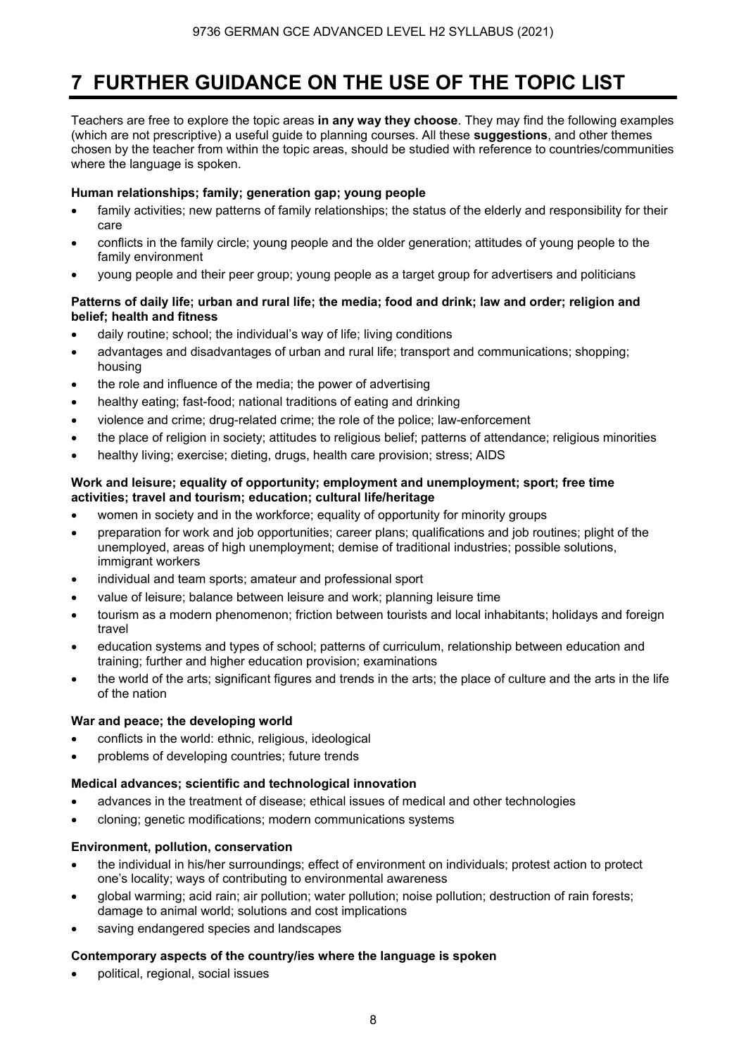# 7 FURTHER GUIDANCE ON THE USE OF THE TOPIC LIST

Teachers are free to explore the topic areas **in any way they choose**. They may find the following examples (which are not prescriptive) a useful guide to planning courses. All these **suggestions**, and other themes chosen by the teacher from within the topic areas, should be studied with reference to countries/communities where the language is spoken.

**Human relationships; family; generation gap; young people**

- family activities; new patterns of family relationships; the status of the elderly and responsibility for their care
- conflicts in the family circle; young people and the older generation; attitudes of young people to the family environment
- young people and their peer group; young people as a target group for advertisers and politicians

**Patterns of daily life; urban and rural life; the media; food and drink; law and order; religion and belief; health and fitness**

- daily routine; school; the individual's way of life; living conditions
- advantages and disadvantages of urban and rural life; transport and communications; shopping; housing
- the role and influence of the media; the power of advertising
- healthy eating; fast-food; national traditions of eating and drinking
- violence and crime; drug-related crime; the role of the police; law-enforcement
- the place of religion in society; attitudes to religious belief; patterns of attendance; religious minorities
- healthy living; exercise; dieting, drugs, health care provision; stress; AIDS

**Work and leisure; equality of opportunity; employment and unemployment; sport; free time activities; travel and tourism; education; cultural life/heritage**

- women in society and in the workforce; equality of opportunity for minority groups
- preparation for work and job opportunities; career plans; qualifications and job routines; plight of the unemployed, areas of high unemployment; demise of traditional industries; possible solutions, immigrant workers
- individual and team sports; amateur and professional sport
- value of leisure; balance between leisure and work; planning leisure time
- tourism as a modern phenomenon; friction between tourists and local inhabitants; holidays and foreign travel
- education systems and types of school; patterns of curriculum, relationship between education and training; further and higher education provision; examinations
- the world of the arts; significant figures and trends in the arts; the place of culture and the arts in the life of the nation

**War and peace; the developing world**

- conflicts in the world: ethnic, religious, ideological
- problems of developing countries; future trends

**Medical advances; scientific and technological innovation**

- advances in the treatment of disease; ethical issues of medical and other technologies
- cloning; genetic modifications; modern communications systems

**Environment, pollution, conservation**

- the individual in his/her surroundings; effect of environment on individuals; protest action to protect one's locality; ways of contributing to environmental awareness
- global warming; acid rain; air pollution; water pollution; noise pollution; destruction of rain forests; damage to animal world; solutions and cost implications
- saving endangered species and landscapes

**Contemporary aspects of the country/ies where the language is spoken**

- political, regional, social issues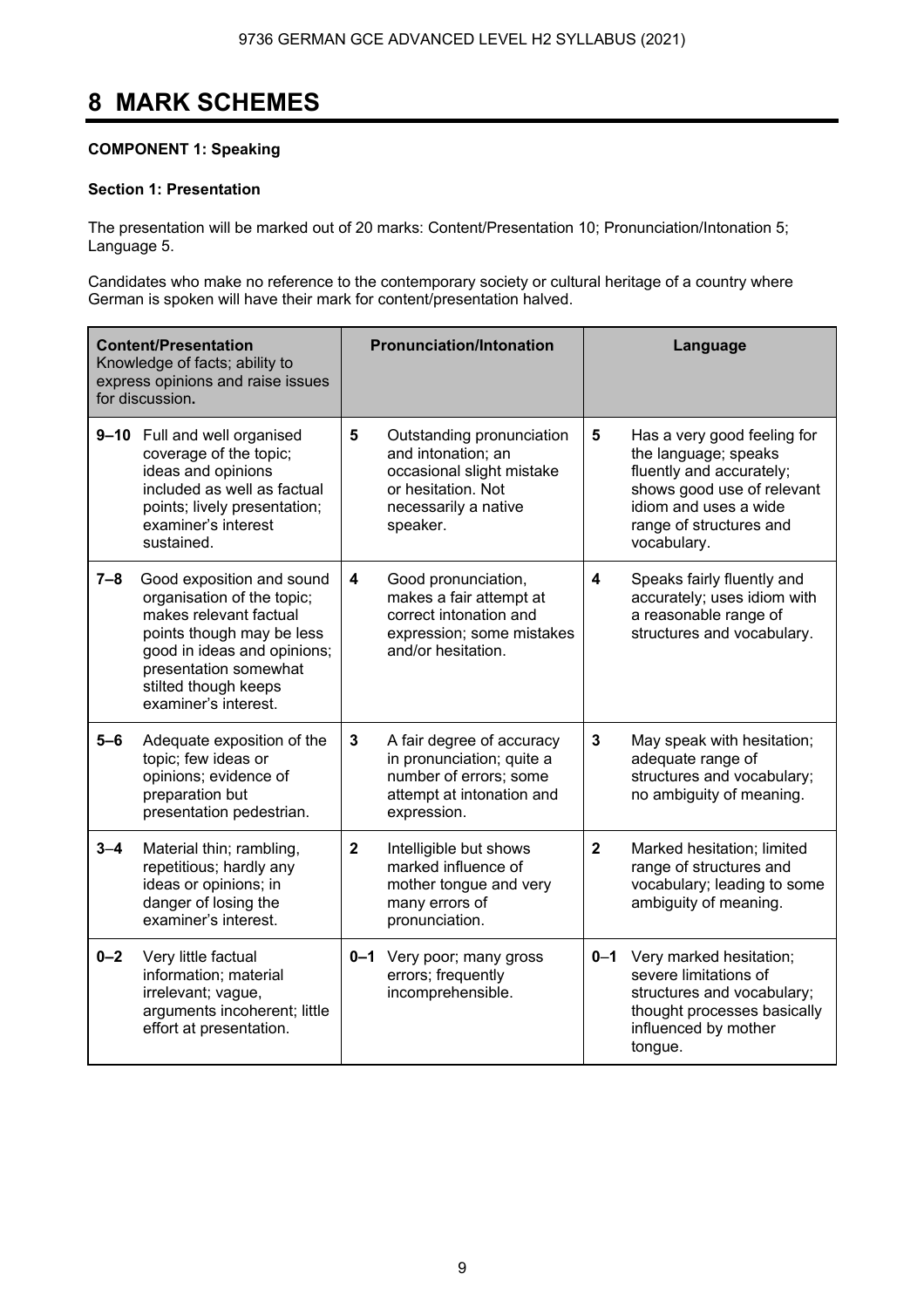# 8 MARK SCHEMES

**COMPONENT 1: Speaking**

**Section 1: Presentation**

The presentation will be marked out of 20 marks: Content/Presentation 10; Pronunciation/Intonation 5; Language 5.

Candidates who make no reference to the contemporary society or cultural heritage of a country where German is spoken will have their mark for content/presentation halved.

| **Content/Presentation** Knowledge of facts; ability to express opinions and raise issues for discussion. | | **Pronunciation/Intonation** | | **Language** | |
|---|---|---|---|---|---|
| **9–10** | Full and well organised coverage of the topic; ideas and opinions included as well as factual points; lively presentation; examiner's interest sustained. | **5** | Outstanding pronunciation and intonation; an occasional slight mistake or hesitation. Not necessarily a native speaker. | **5** | Has a very good feeling for the language; speaks fluently and accurately; shows good use of relevant idiom and uses a wide range of structures and vocabulary. |
| **7–8** | Good exposition and sound organisation of the topic; makes relevant factual points though may be less good in ideas and opinions; presentation somewhat stilted though keeps examiner's interest. | **4** | Good pronunciation, makes a fair attempt at correct intonation and expression; some mistakes and/or hesitation. | **4** | Speaks fairly fluently and accurately; uses idiom with a reasonable range of structures and vocabulary. |
| **5–6** | Adequate exposition of the topic; few ideas or opinions; evidence of preparation but presentation pedestrian. | **3** | A fair degree of accuracy in pronunciation; quite a number of errors; some attempt at intonation and expression. | **3** | May speak with hesitation; adequate range of structures and vocabulary; no ambiguity of meaning. |
| **3–4** | Material thin; rambling, repetitious; hardly any ideas or opinions; in danger of losing the examiner's interest. | **2** | Intelligible but shows marked influence of mother tongue and very many errors of pronunciation. | **2** | Marked hesitation; limited range of structures and vocabulary; leading to some ambiguity of meaning. |
| **0–2** | Very little factual information; material irrelevant; vague, arguments incoherent; little effort at presentation. | **0–1** | Very poor; many gross errors; frequently incomprehensible. | **0–1** | Very marked hesitation; severe limitations of structures and vocabulary; thought processes basically influenced by mother tongue. |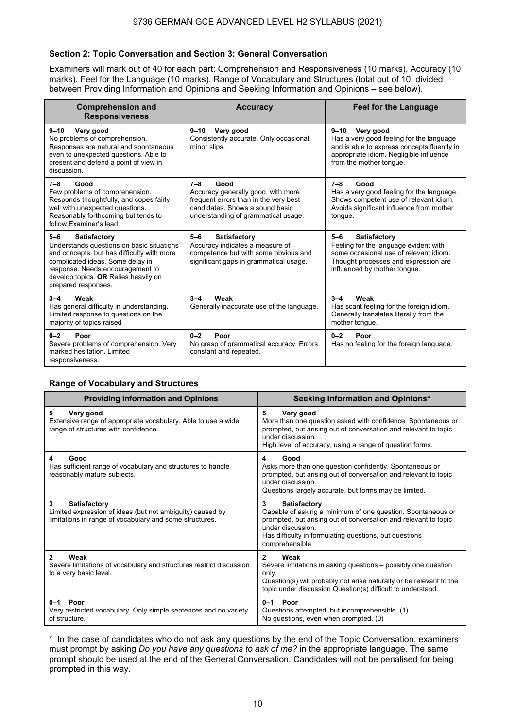### Section 2: Topic Conversation and Section 3: General Conversation

Examiners will mark out of 40 for each part: Comprehension and Responsiveness (10 marks), Accuracy (10 marks), Feel for the Language (10 marks), Range of Vocabulary and Structures (total out of 10, divided between Providing Information and Opinions and Seeking Information and Opinions – see below).

| Comprehension and Responsiveness | Accuracy | Feel for the Language |
|---|---|---|
| **9–10 Very good**<br>No problems of comprehension. Responses are natural and spontaneous even to unexpected questions. Able to present and defend a point of view in discussion. | **9–10 Very good**<br>Consistently accurate. Only occasional minor slips. | **9–10 Very good**<br>Has a very good feeling for the language and is able to express concepts fluently in appropriate idiom. Negligible influence from the mother tongue. |
| **7–8 Good**<br>Few problems of comprehension. Responds thoughtfully, and copes fairly well with unexpected questions. Reasonably forthcoming but tends to follow Examiner's lead. | **7–8 Good**<br>Accuracy generally good, with more frequent errors than in the very best candidates. Shows a sound basic understanding of grammatical usage. | **7–8 Good**<br>Has a very good feeling for the language. Shows competent use of relevant idiom. Avoids significant influence from mother tongue. |
| **5–6 Satisfactory**<br>Understands questions on basic situations and concepts, but has difficulty with more complicated ideas. Some delay in response. Needs encouragement to develop topics. **OR** Relies heavily on prepared responses. | **5–6 Satisfactory**<br>Accuracy indicates a measure of competence but with some obvious and significant gaps in grammatical usage. | **5–6 Satisfactory**<br>Feeling for the language evident with some occasional use of relevant idiom. Thought processes and expression are influenced by mother tongue. |
| **3–4 Weak**<br>Has general difficulty in understanding. Limited response to questions on the majority of topics raised | **3–4 Weak**<br>Generally inaccurate use of the language. | **3–4 Weak**<br>Has scant feeling for the foreign idiom. Generally translates literally from the mother tongue. |
| **0–2 Poor**<br>Severe problems of comprehension. Very marked hesitation. Limited responsiveness. | **0–2 Poor**<br>No grasp of grammatical accuracy. Errors constant and repeated. | **0–2 Poor**<br>Has no feeling for the foreign language. |

### Range of Vocabulary and Structures

| Providing Information and Opinions | Seeking Information and Opinions* |
|---|---|
| **5 Very good**<br>Extensive range of appropriate vocabulary. Able to use a wide range of structures with confidence. | **5 Very good**<br>More than one question asked with confidence. Spontaneous or prompted, but arising out of conversation and relevant to topic under discussion.<br>High level of accuracy, using a range of question forms. |
| **4 Good**<br>Has sufficient range of vocabulary and structures to handle reasonably mature subjects. | **4 Good**<br>Asks more than one question confidently. Spontaneous or prompted, but arising out of conversation and relevant to topic under discussion.<br>Questions largely accurate, but forms may be limited. |
| **3 Satisfactory**<br>Limited expression of ideas (but not ambiguity) caused by limitations in range of vocabulary and some structures. | **3 Satisfactory**<br>Capable of asking a minimum of one question. Spontaneous or prompted, but arising out of conversation and relevant to topic under discussion.<br>Has difficulty in formulating questions, but questions comprehensible. |
| **2 Weak**<br>Severe limitations of vocabulary and structures restrict discussion to a very basic level. | **2 Weak**<br>Severe limitations in asking questions – possibly one question only.<br>Question(s) will probably not arise naturally or be relevant to the topic under discussion Question(s) difficult to understand. |
| **0–1 Poor**<br>Very restricted vocabulary. Only simple sentences and no variety of structure. | **0–1 Poor**<br>Questions attempted, but incomprehensible. (1)<br>No questions, even when prompted. (0) |

\* In the case of candidates who do not ask any questions by the end of the Topic Conversation, examiners must prompt by asking *Do you have any questions to ask of me?* in the appropriate language. The same prompt should be used at the end of the General Conversation. Candidates will not be penalised for being prompted in this way.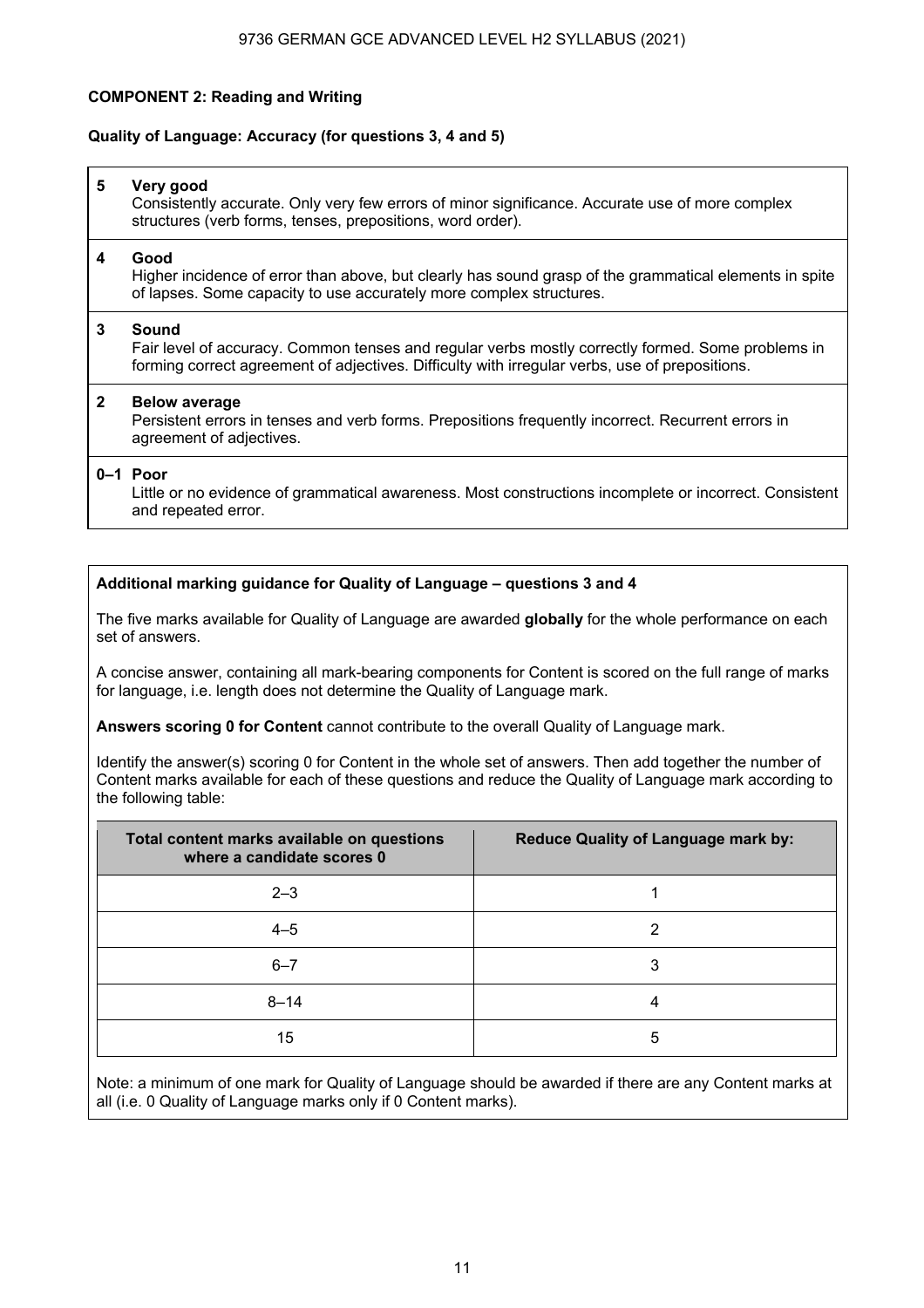**COMPONENT 2: Reading and Writing**

**Quality of Language: Accuracy (for questions 3, 4 and 5)**

| | |
|---|---|
| **5** | **Very good**<br>Consistently accurate. Only very few errors of minor significance. Accurate use of more complex structures (verb forms, tenses, prepositions, word order). |
| **4** | **Good**<br>Higher incidence of error than above, but clearly has sound grasp of the grammatical elements in spite of lapses. Some capacity to use accurately more complex structures. |
| **3** | **Sound**<br>Fair level of accuracy. Common tenses and regular verbs mostly correctly formed. Some problems in forming correct agreement of adjectives. Difficulty with irregular verbs, use of prepositions. |
| **2** | **Below average**<br>Persistent errors in tenses and verb forms. Prepositions frequently incorrect. Recurrent errors in agreement of adjectives. |
| **0–1** | **Poor**<br>Little or no evidence of grammatical awareness. Most constructions incomplete or incorrect. Consistent and repeated error. |

**Additional marking guidance for Quality of Language – questions 3 and 4**

The five marks available for Quality of Language are awarded **globally** for the whole performance on each set of answers.

A concise answer, containing all mark-bearing components for Content is scored on the full range of marks for language, i.e. length does not determine the Quality of Language mark.

**Answers scoring 0 for Content** cannot contribute to the overall Quality of Language mark.

Identify the answer(s) scoring 0 for Content in the whole set of answers. Then add together the number of Content marks available for each of these questions and reduce the Quality of Language mark according to the following table:

| Total content marks available on questions where a candidate scores 0 | Reduce Quality of Language mark by: |
|---|---|
| 2–3 | 1 |
| 4–5 | 2 |
| 6–7 | 3 |
| 8–14 | 4 |
| 15 | 5 |

Note: a minimum of one mark for Quality of Language should be awarded if there are any Content marks at all (i.e. 0 Quality of Language marks only if 0 Content marks).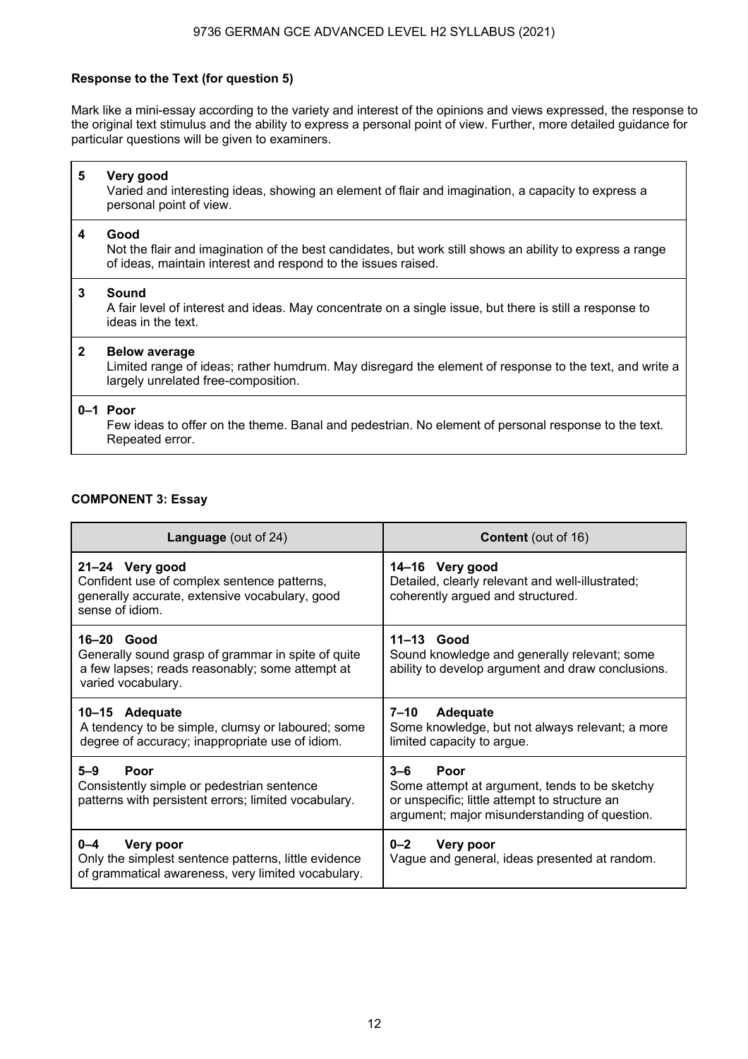**Response to the Text (for question 5)**

Mark like a mini-essay according to the variety and interest of the opinions and views expressed, the response to the original text stimulus and the ability to express a personal point of view. Further, more detailed guidance for particular questions will be given to examiners.

| | |
|---|---|
| **5** | **Very good**<br>Varied and interesting ideas, showing an element of flair and imagination, a capacity to express a personal point of view. |
| **4** | **Good**<br>Not the flair and imagination of the best candidates, but work still shows an ability to express a range of ideas, maintain interest and respond to the issues raised. |
| **3** | **Sound**<br>A fair level of interest and ideas. May concentrate on a single issue, but there is still a response to ideas in the text. |
| **2** | **Below average**<br>Limited range of ideas; rather humdrum. May disregard the element of response to the text, and write a largely unrelated free-composition. |
| **0–1** | **Poor**<br>Few ideas to offer on the theme. Banal and pedestrian. No element of personal response to the text. Repeated error. |

**COMPONENT 3: Essay**

| **Language** (out of 24) | **Content** (out of 16) |
|---|---|
| **21–24 Very good**<br>Confident use of complex sentence patterns, generally accurate, extensive vocabulary, good sense of idiom. | **14–16 Very good**<br>Detailed, clearly relevant and well-illustrated; coherently argued and structured. |
| **16–20 Good**<br>Generally sound grasp of grammar in spite of quite a few lapses; reads reasonably; some attempt at varied vocabulary. | **11–13 Good**<br>Sound knowledge and generally relevant; some ability to develop argument and draw conclusions. |
| **10–15 Adequate**<br>A tendency to be simple, clumsy or laboured; some degree of accuracy; inappropriate use of idiom. | **7–10 Adequate**<br>Some knowledge, but not always relevant; a more limited capacity to argue. |
| **5–9 Poor**<br>Consistently simple or pedestrian sentence patterns with persistent errors; limited vocabulary. | **3–6 Poor**<br>Some attempt at argument, tends to be sketchy or unspecific; little attempt to structure an argument; major misunderstanding of question. |
| **0–4 Very poor**<br>Only the simplest sentence patterns, little evidence of grammatical awareness, very limited vocabulary. | **0–2 Very poor**<br>Vague and general, ideas presented at random. |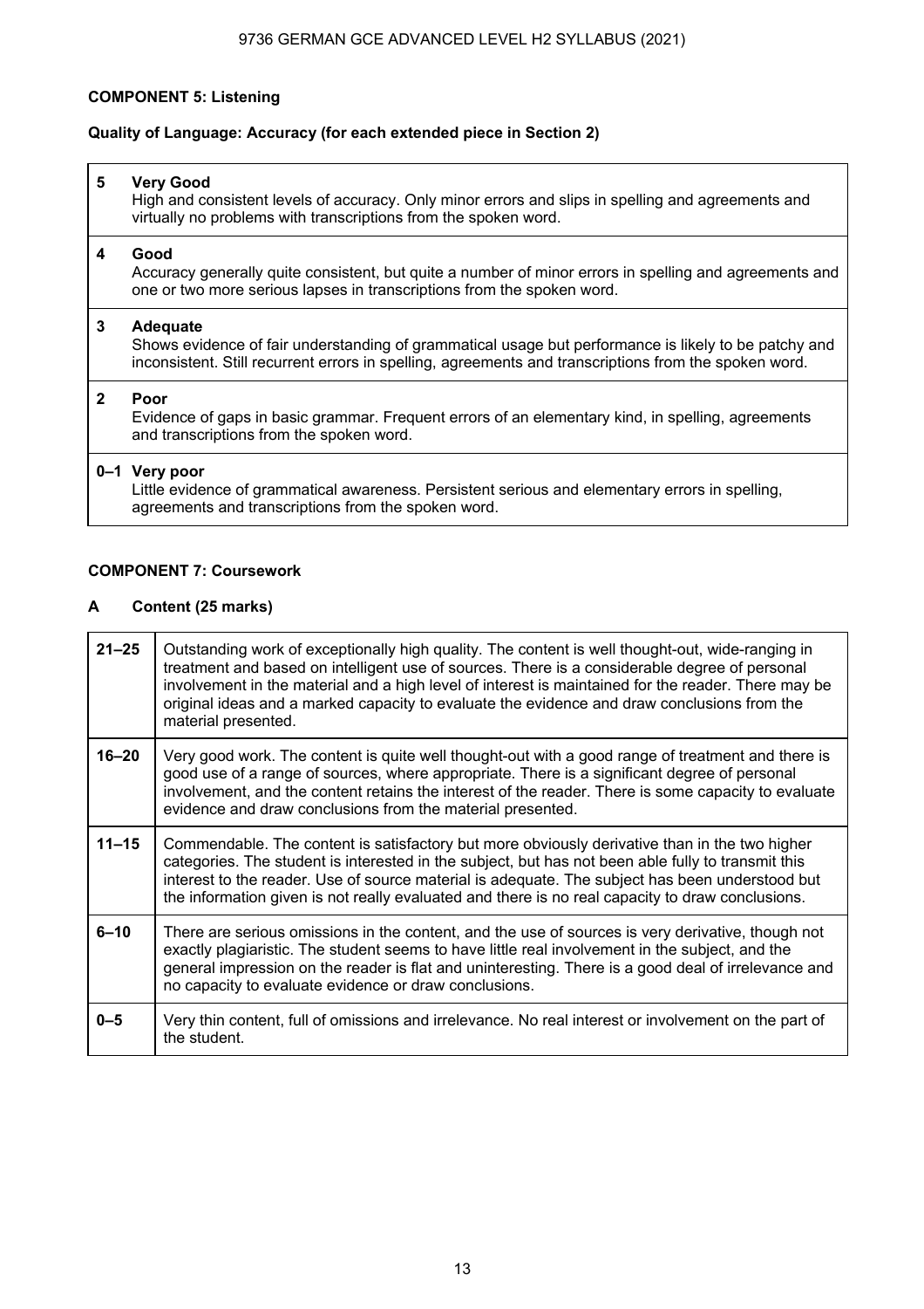**COMPONENT 5: Listening**

**Quality of Language: Accuracy (for each extended piece in Section 2)**

| | |
|---|---|
| **5** | **Very Good**<br>High and consistent levels of accuracy. Only minor errors and slips in spelling and agreements and virtually no problems with transcriptions from the spoken word. |
| **4** | **Good**<br>Accuracy generally quite consistent, but quite a number of minor errors in spelling and agreements and one or two more serious lapses in transcriptions from the spoken word. |
| **3** | **Adequate**<br>Shows evidence of fair understanding of grammatical usage but performance is likely to be patchy and inconsistent. Still recurrent errors in spelling, agreements and transcriptions from the spoken word. |
| **2** | **Poor**<br>Evidence of gaps in basic grammar. Frequent errors of an elementary kind, in spelling, agreements and transcriptions from the spoken word. |
| **0–1** | **Very poor**<br>Little evidence of grammatical awareness. Persistent serious and elementary errors in spelling, agreements and transcriptions from the spoken word. |

**COMPONENT 7: Coursework**

**A Content (25 marks)**

| | |
|---|---|
| **21–25** | Outstanding work of exceptionally high quality. The content is well thought-out, wide-ranging in treatment and based on intelligent use of sources. There is a considerable degree of personal involvement in the material and a high level of interest is maintained for the reader. There may be original ideas and a marked capacity to evaluate the evidence and draw conclusions from the material presented. |
| **16–20** | Very good work. The content is quite well thought-out with a good range of treatment and there is good use of a range of sources, where appropriate. There is a significant degree of personal involvement, and the content retains the interest of the reader. There is some capacity to evaluate evidence and draw conclusions from the material presented. |
| **11–15** | Commendable. The content is satisfactory but more obviously derivative than in the two higher categories. The student is interested in the subject, but has not been able fully to transmit this interest to the reader. Use of source material is adequate. The subject has been understood but the information given is not really evaluated and there is no real capacity to draw conclusions. |
| **6–10** | There are serious omissions in the content, and the use of sources is very derivative, though not exactly plagiaristic. The student seems to have little real involvement in the subject, and the general impression on the reader is flat and uninteresting. There is a good deal of irrelevance and no capacity to evaluate evidence or draw conclusions. |
| **0–5** | Very thin content, full of omissions and irrelevance. No real interest or involvement on the part of the student. |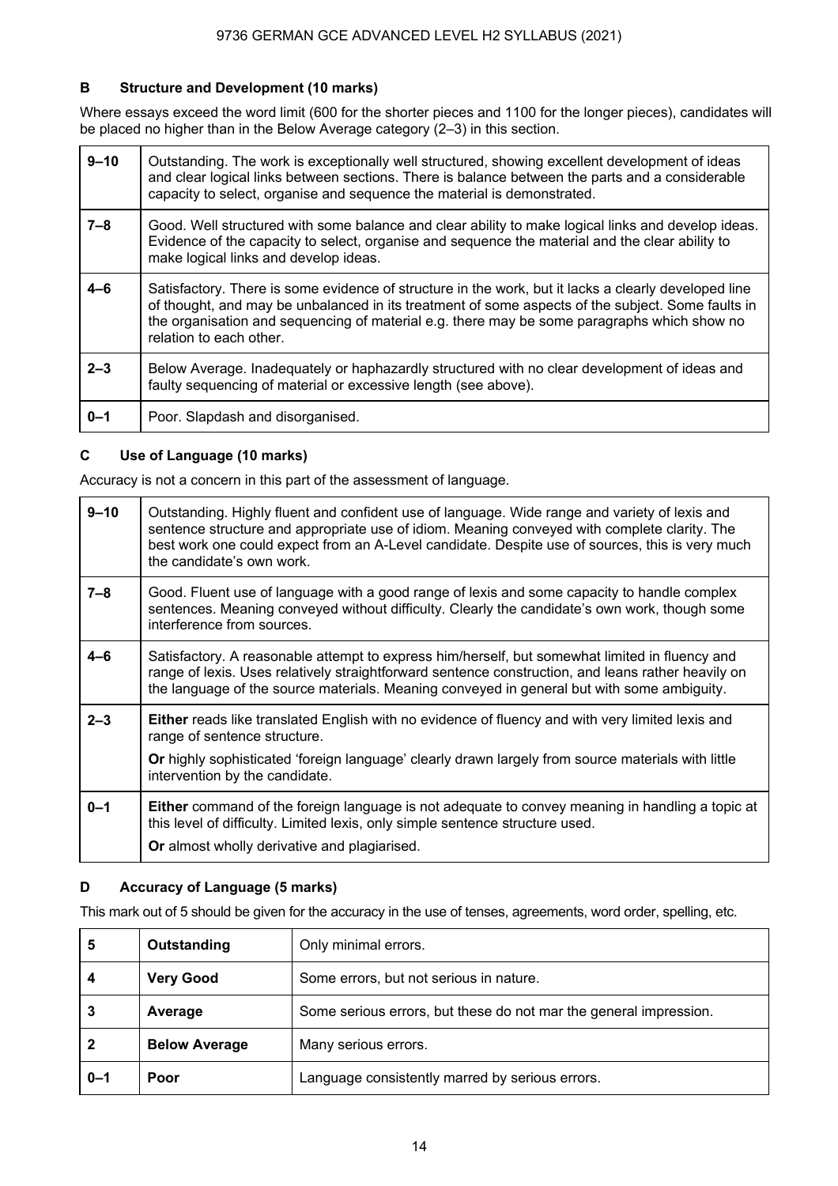### B Structure and Development (10 marks)

Where essays exceed the word limit (600 for the shorter pieces and 1100 for the longer pieces), candidates will be placed no higher than in the Below Average category (2–3) in this section.

| Mark | Descriptor |
|---|---|
| 9–10 | Outstanding. The work is exceptionally well structured, showing excellent development of ideas and clear logical links between sections. There is balance between the parts and a considerable capacity to select, organise and sequence the material is demonstrated. |
| 7–8 | Good. Well structured with some balance and clear ability to make logical links and develop ideas. Evidence of the capacity to select, organise and sequence the material and the clear ability to make logical links and develop ideas. |
| 4–6 | Satisfactory. There is some evidence of structure in the work, but it lacks a clearly developed line of thought, and may be unbalanced in its treatment of some aspects of the subject. Some faults in the organisation and sequencing of material e.g. there may be some paragraphs which show no relation to each other. |
| 2–3 | Below Average. Inadequately or haphazardly structured with no clear development of ideas and faulty sequencing of material or excessive length (see above). |
| 0–1 | Poor. Slapdash and disorganised. |

### C Use of Language (10 marks)

Accuracy is not a concern in this part of the assessment of language.

| Mark | Descriptor |
|---|---|
| 9–10 | Outstanding. Highly fluent and confident use of language. Wide range and variety of lexis and sentence structure and appropriate use of idiom. Meaning conveyed with complete clarity. The best work one could expect from an A-Level candidate. Despite use of sources, this is very much the candidate's own work. |
| 7–8 | Good. Fluent use of language with a good range of lexis and some capacity to handle complex sentences. Meaning conveyed without difficulty. Clearly the candidate's own work, though some interference from sources. |
| 4–6 | Satisfactory. A reasonable attempt to express him/herself, but somewhat limited in fluency and range of lexis. Uses relatively straightforward sentence construction, and leans rather heavily on the language of the source materials. Meaning conveyed in general but with some ambiguity. |
| 2–3 | **Either** reads like translated English with no evidence of fluency and with very limited lexis and range of sentence structure.<br>**Or** highly sophisticated 'foreign language' clearly drawn largely from source materials with little intervention by the candidate. |
| 0–1 | **Either** command of the foreign language is not adequate to convey meaning in handling a topic at this level of difficulty. Limited lexis, only simple sentence structure used.<br>**Or** almost wholly derivative and plagiarised. |

### D Accuracy of Language (5 marks)

This mark out of 5 should be given for the accuracy in the use of tenses, agreements, word order, spelling, etc.

| Mark | Category | Descriptor |
|---|---|---|
| 5 | **Outstanding** | Only minimal errors. |
| 4 | **Very Good** | Some errors, but not serious in nature. |
| 3 | **Average** | Some serious errors, but these do not mar the general impression. |
| 2 | **Below Average** | Many serious errors. |
| 0–1 | **Poor** | Language consistently marred by serious errors. |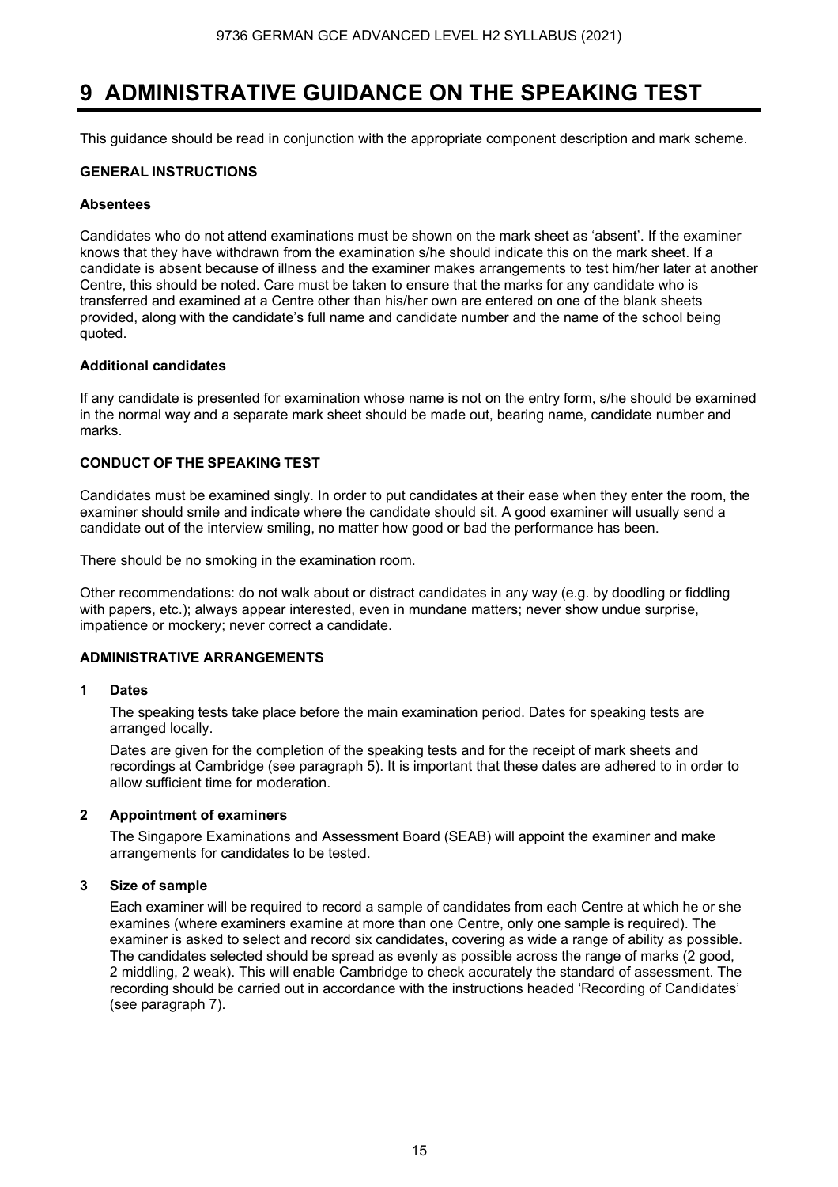# 9 ADMINISTRATIVE GUIDANCE ON THE SPEAKING TEST

This guidance should be read in conjunction with the appropriate component description and mark scheme.

**GENERAL INSTRUCTIONS**

**Absentees**

Candidates who do not attend examinations must be shown on the mark sheet as 'absent'. If the examiner knows that they have withdrawn from the examination s/he should indicate this on the mark sheet. If a candidate is absent because of illness and the examiner makes arrangements to test him/her later at another Centre, this should be noted. Care must be taken to ensure that the marks for any candidate who is transferred and examined at a Centre other than his/her own are entered on one of the blank sheets provided, along with the candidate's full name and candidate number and the name of the school being quoted.

**Additional candidates**

If any candidate is presented for examination whose name is not on the entry form, s/he should be examined in the normal way and a separate mark sheet should be made out, bearing name, candidate number and marks.

**CONDUCT OF THE SPEAKING TEST**

Candidates must be examined singly. In order to put candidates at their ease when they enter the room, the examiner should smile and indicate where the candidate should sit. A good examiner will usually send a candidate out of the interview smiling, no matter how good or bad the performance has been.

There should be no smoking in the examination room.

Other recommendations: do not walk about or distract candidates in any way (e.g. by doodling or fiddling with papers, etc.); always appear interested, even in mundane matters; never show undue surprise, impatience or mockery; never correct a candidate.

**ADMINISTRATIVE ARRANGEMENTS**

**1 Dates**

The speaking tests take place before the main examination period. Dates for speaking tests are arranged locally.

Dates are given for the completion of the speaking tests and for the receipt of mark sheets and recordings at Cambridge (see paragraph 5). It is important that these dates are adhered to in order to allow sufficient time for moderation.

**2 Appointment of examiners**

The Singapore Examinations and Assessment Board (SEAB) will appoint the examiner and make arrangements for candidates to be tested.

**3 Size of sample**

Each examiner will be required to record a sample of candidates from each Centre at which he or she examines (where examiners examine at more than one Centre, only one sample is required). The examiner is asked to select and record six candidates, covering as wide a range of ability as possible. The candidates selected should be spread as evenly as possible across the range of marks (2 good, 2 middling, 2 weak). This will enable Cambridge to check accurately the standard of assessment. The recording should be carried out in accordance with the instructions headed 'Recording of Candidates' (see paragraph 7).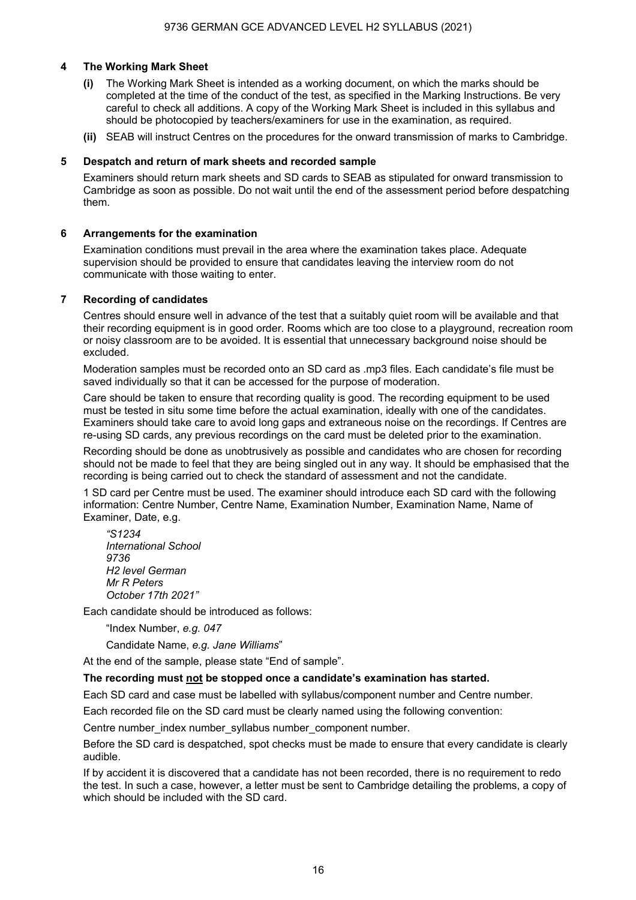## 4 The Working Mark Sheet

**(i)** The Working Mark Sheet is intended as a working document, on which the marks should be completed at the time of the conduct of the test, as specified in the Marking Instructions. Be very careful to check all additions. A copy of the Working Mark Sheet is included in this syllabus and should be photocopied by teachers/examiners for use in the examination, as required.

**(ii)** SEAB will instruct Centres on the procedures for the onward transmission of marks to Cambridge.

## 5 Despatch and return of mark sheets and recorded sample

Examiners should return mark sheets and SD cards to SEAB as stipulated for onward transmission to Cambridge as soon as possible. Do not wait until the end of the assessment period before despatching them.

## 6 Arrangements for the examination

Examination conditions must prevail in the area where the examination takes place. Adequate supervision should be provided to ensure that candidates leaving the interview room do not communicate with those waiting to enter.

## 7 Recording of candidates

Centres should ensure well in advance of the test that a suitably quiet room will be available and that their recording equipment is in good order. Rooms which are too close to a playground, recreation room or noisy classroom are to be avoided. It is essential that unnecessary background noise should be excluded.

Moderation samples must be recorded onto an SD card as .mp3 files. Each candidate's file must be saved individually so that it can be accessed for the purpose of moderation.

Care should be taken to ensure that recording quality is good. The recording equipment to be used must be tested in situ some time before the actual examination, ideally with one of the candidates. Examiners should take care to avoid long gaps and extraneous noise on the recordings. If Centres are re-using SD cards, any previous recordings on the card must be deleted prior to the examination.

Recording should be done as unobtrusively as possible and candidates who are chosen for recording should not be made to feel that they are being singled out in any way. It should be emphasised that the recording is being carried out to check the standard of assessment and not the candidate.

1 SD card per Centre must be used. The examiner should introduce each SD card with the following information: Centre Number, Centre Name, Examination Number, Examination Name, Name of Examiner, Date, e.g.

*"S1234*
*International School*
*9736*
*H2 level German*
*Mr R Peters*
*October 17th 2021"*

Each candidate should be introduced as follows:

"Index Number, *e.g. 047*

Candidate Name, *e.g. Jane Williams*"

At the end of the sample, please state "End of sample".

**The recording must not be stopped once a candidate's examination has started.**

Each SD card and case must be labelled with syllabus/component number and Centre number.

Each recorded file on the SD card must be clearly named using the following convention:

Centre number_index number_syllabus number_component number.

Before the SD card is despatched, spot checks must be made to ensure that every candidate is clearly audible.

If by accident it is discovered that a candidate has not been recorded, there is no requirement to redo the test. In such a case, however, a letter must be sent to Cambridge detailing the problems, a copy of which should be included with the SD card.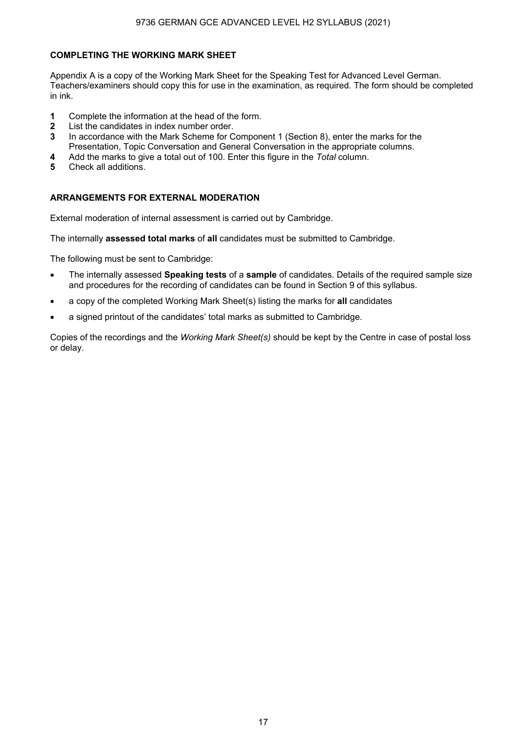## COMPLETING THE WORKING MARK SHEET

Appendix A is a copy of the Working Mark Sheet for the Speaking Test for Advanced Level German. Teachers/examiners should copy this for use in the examination, as required. The form should be completed in ink.

1. Complete the information at the head of the form.
2. List the candidates in index number order.
3. In accordance with the Mark Scheme for Component 1 (Section 8), enter the marks for the Presentation, Topic Conversation and General Conversation in the appropriate columns.
4. Add the marks to give a total out of 100. Enter this figure in the *Total* column.
5. Check all additions.

## ARRANGEMENTS FOR EXTERNAL MODERATION

External moderation of internal assessment is carried out by Cambridge.

The internally **assessed total marks** of **all** candidates must be submitted to Cambridge.

The following must be sent to Cambridge:

- The internally assessed **Speaking tests** of a **sample** of candidates. Details of the required sample size and procedures for the recording of candidates can be found in Section 9 of this syllabus.
- a copy of the completed Working Mark Sheet(s) listing the marks for **all** candidates
- a signed printout of the candidates' total marks as submitted to Cambridge.

Copies of the recordings and the *Working Mark Sheet(s)* should be kept by the Centre in case of postal loss or delay.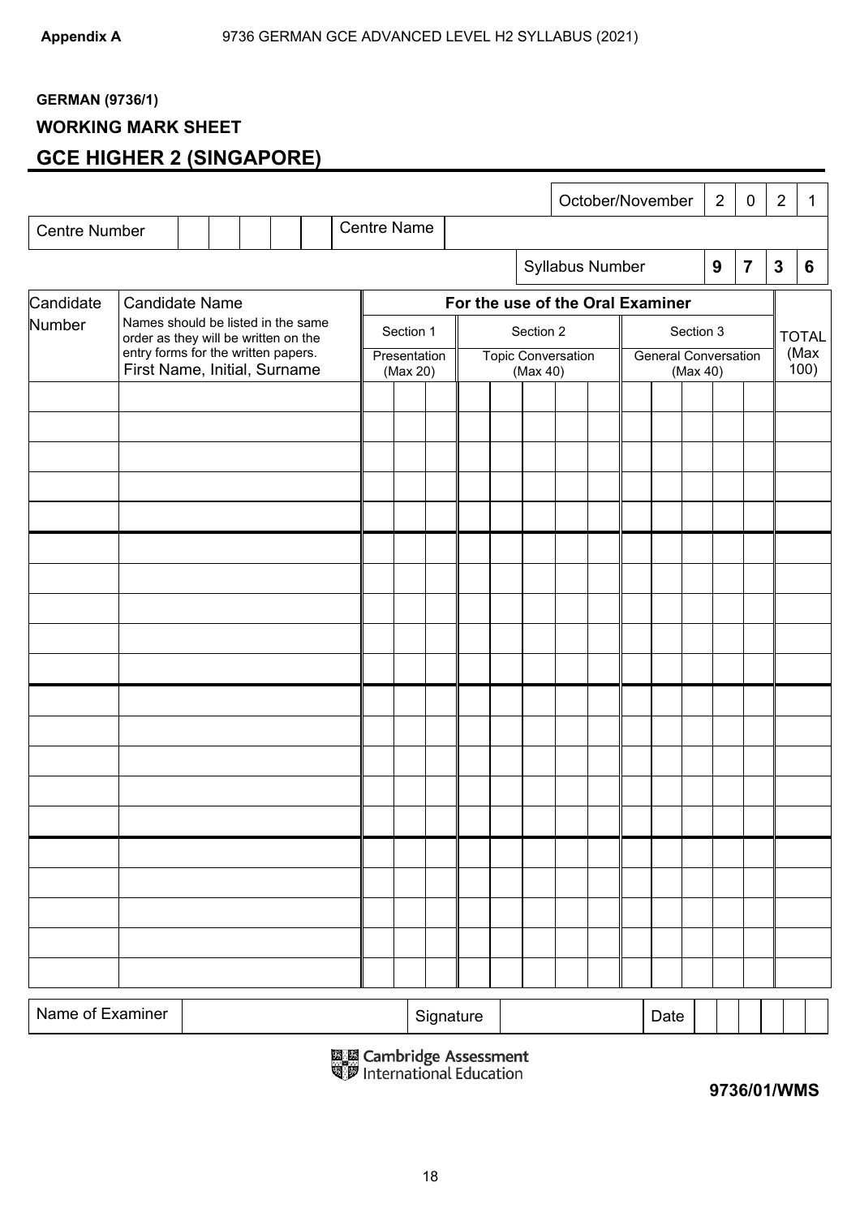**Appendix A** 9736 GERMAN GCE ADVANCED LEVEL H2 SYLLABUS (2021)

**GERMAN (9736/1)**

**WORKING MARK SHEET**

## GCE HIGHER 2 (SINGAPORE)

| | October/November | 2 | 0 | 2 | 1 |
|---|---|---|---|---|---|

| Centre Number | | | | | | Centre Name | |
|---|---|---|---|---|---|---|---|

| | Syllabus Number | 9 | 7 | 3 | 6 |
|---|---|---|---|---|---|

| Candidate Number | Candidate Name<br>Names should be listed in the same order as they will be written on the entry forms for the written papers.<br>First Name, Initial, Surname | For the use of the Oral Examiner | | | | | | | | | | | | | | TOTAL (Max 100) |
|---|---|---|---|---|---|---|---|---|---|---|---|---|---|---|---|---|
| | | Section 1<br>Presentation (Max 20) | | | Section 2<br>Topic Conversation (Max 40) | | | | | Section 3<br>General Conversation (Max 40) | | | | | | |
| | | | | | | | | | | | | | | | | |
| | | | | | | | | | | | | | | | | |
| | | | | | | | | | | | | | | | | |
| | | | | | | | | | | | | | | | | |
| | | | | | | | | | | | | | | | | |
| | | | | | | | | | | | | | | | | |
| | | | | | | | | | | | | | | | | |
| | | | | | | | | | | | | | | | | |
| | | | | | | | | | | | | | | | | |
| | | | | | | | | | | | | | | | | |
| | | | | | | | | | | | | | | | | |
| | | | | | | | | | | | | | | | | |
| | | | | | | | | | | | | | | | | |
| | | | | | | | | | | | | | | | | |
| | | | | | | | | | | | | | | | | |
| | | | | | | | | | | | | | | | | |
| | | | | | | | | | | | | | | | | |
| | | | | | | | | | | | | | | | | |
| | | | | | | | | | | | | | | | | |
| | | | | | | | | | | | | | | | | |

| Name of Examiner | | Signature | | Date | | | | | | |
|---|---|---|---|---|---|---|---|---|---|---|

Cambridge Assessment International Education

**9736/01/WMS**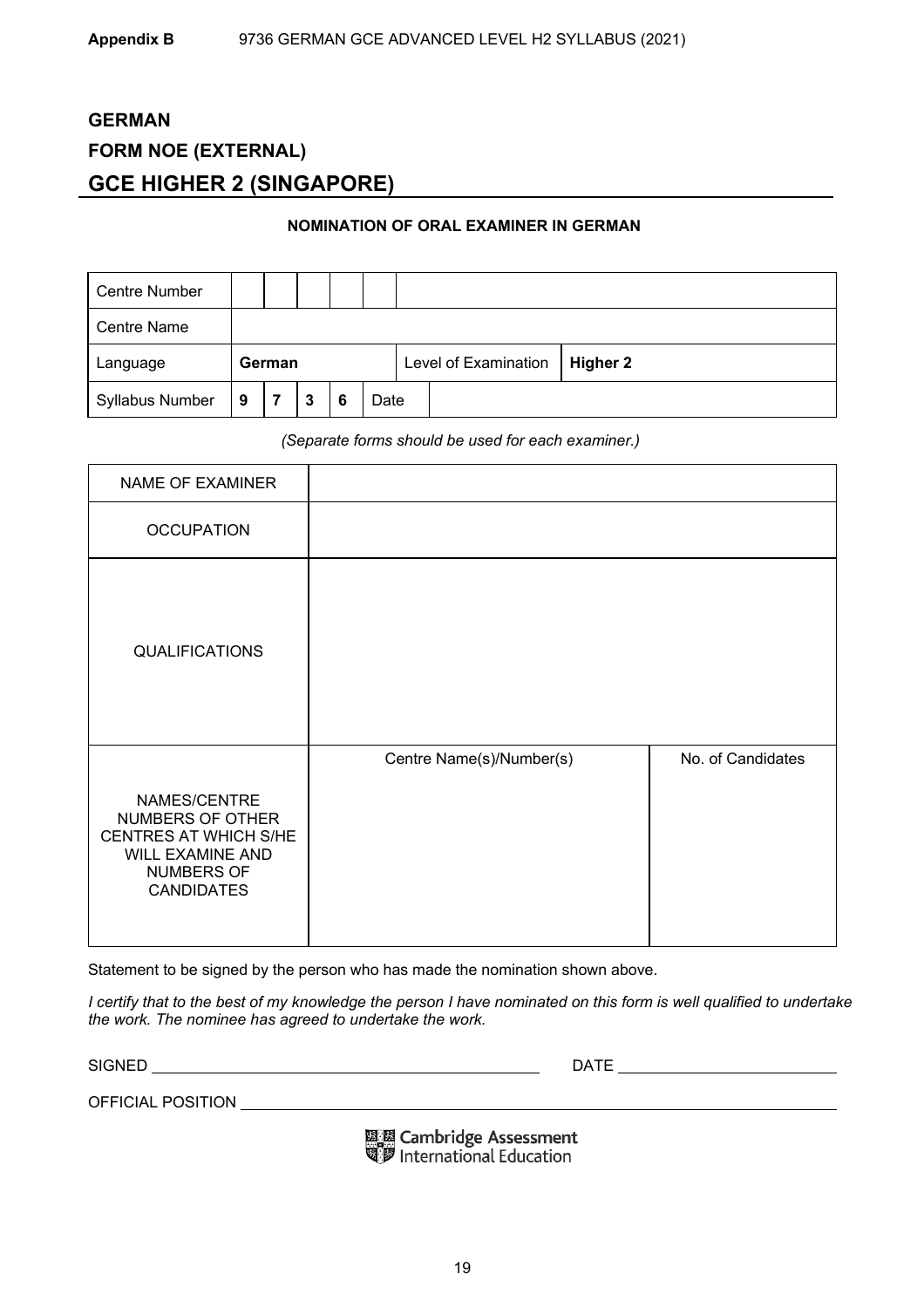# GERMAN

## FORM NOE (EXTERNAL)

## GCE HIGHER 2 (SINGAPORE)

**NOMINATION OF ORAL EXAMINER IN GERMAN**

| Centre Number | | | | | | | |
|---|---|---|---|---|---|---|---|
| Centre Name | | | | | | | |
| Language | **German** | | | | | Level of Examination | **Higher 2** |
| Syllabus Number | **9** | **7** | **3** | **6** | Date | | |

*(Separate forms should be used for each examiner.)*

| NAME OF EXAMINER | | |
|---|---|---|
| OCCUPATION | | |
| QUALIFICATIONS | | |
| NAMES/CENTRE NUMBERS OF OTHER CENTRES AT WHICH S/HE WILL EXAMINE AND NUMBERS OF CANDIDATES | Centre Name(s)/Number(s) | No. of Candidates |

Statement to be signed by the person who has made the nomination shown above.

*I certify that to the best of my knowledge the person I have nominated on this form is well qualified to undertake the work. The nominee has agreed to undertake the work.*

SIGNED ______________________________ DATE ____________________

OFFICIAL POSITION ______________________________________________

Cambridge Assessment International Education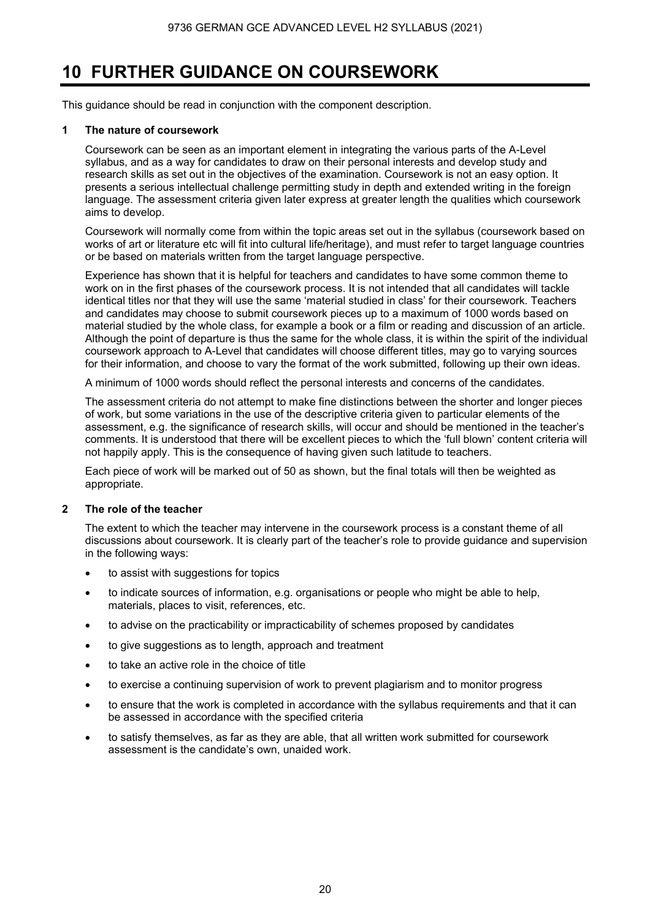# 10 FURTHER GUIDANCE ON COURSEWORK

This guidance should be read in conjunction with the component description.

### 1 The nature of coursework

Coursework can be seen as an important element in integrating the various parts of the A-Level syllabus, and as a way for candidates to draw on their personal interests and develop study and research skills as set out in the objectives of the examination. Coursework is not an easy option. It presents a serious intellectual challenge permitting study in depth and extended writing in the foreign language. The assessment criteria given later express at greater length the qualities which coursework aims to develop.

Coursework will normally come from within the topic areas set out in the syllabus (coursework based on works of art or literature etc will fit into cultural life/heritage), and must refer to target language countries or be based on materials written from the target language perspective.

Experience has shown that it is helpful for teachers and candidates to have some common theme to work on in the first phases of the coursework process. It is not intended that all candidates will tackle identical titles nor that they will use the same 'material studied in class' for their coursework. Teachers and candidates may choose to submit coursework pieces up to a maximum of 1000 words based on material studied by the whole class, for example a book or a film or reading and discussion of an article. Although the point of departure is thus the same for the whole class, it is within the spirit of the individual coursework approach to A-Level that candidates will choose different titles, may go to varying sources for their information, and choose to vary the format of the work submitted, following up their own ideas.

A minimum of 1000 words should reflect the personal interests and concerns of the candidates.

The assessment criteria do not attempt to make fine distinctions between the shorter and longer pieces of work, but some variations in the use of the descriptive criteria given to particular elements of the assessment, e.g. the significance of research skills, will occur and should be mentioned in the teacher's comments. It is understood that there will be excellent pieces to which the 'full blown' content criteria will not happily apply. This is the consequence of having given such latitude to teachers.

Each piece of work will be marked out of 50 as shown, but the final totals will then be weighted as appropriate.

### 2 The role of the teacher

The extent to which the teacher may intervene in the coursework process is a constant theme of all discussions about coursework. It is clearly part of the teacher's role to provide guidance and supervision in the following ways:

- to assist with suggestions for topics
- to indicate sources of information, e.g. organisations or people who might be able to help, materials, places to visit, references, etc.
- to advise on the practicability or impracticability of schemes proposed by candidates
- to give suggestions as to length, approach and treatment
- to take an active role in the choice of title
- to exercise a continuing supervision of work to prevent plagiarism and to monitor progress
- to ensure that the work is completed in accordance with the syllabus requirements and that it can be assessed in accordance with the specified criteria
- to satisfy themselves, as far as they are able, that all written work submitted for coursework assessment is the candidate's own, unaided work.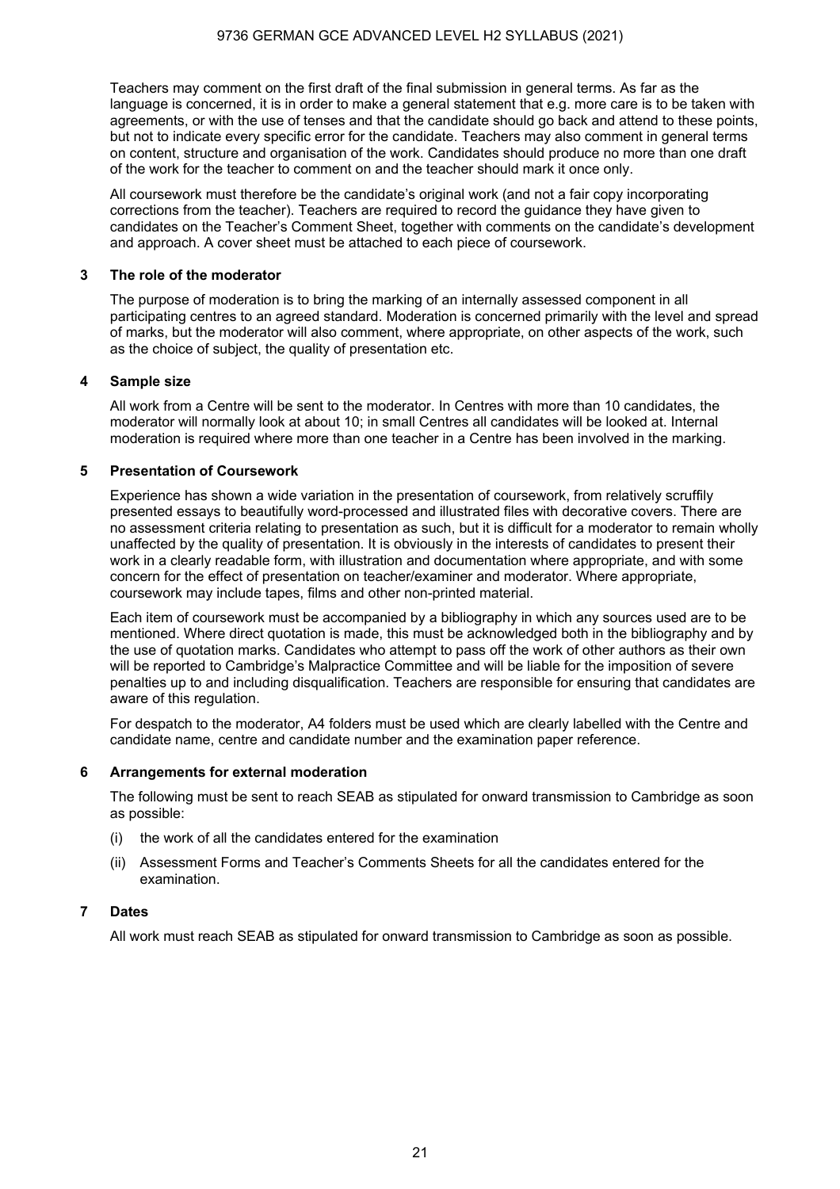Teachers may comment on the first draft of the final submission in general terms. As far as the language is concerned, it is in order to make a general statement that e.g. more care is to be taken with agreements, or with the use of tenses and that the candidate should go back and attend to these points, but not to indicate every specific error for the candidate. Teachers may also comment in general terms on content, structure and organisation of the work. Candidates should produce no more than one draft of the work for the teacher to comment on and the teacher should mark it once only.

All coursework must therefore be the candidate's original work (and not a fair copy incorporating corrections from the teacher). Teachers are required to record the guidance they have given to candidates on the Teacher's Comment Sheet, together with comments on the candidate's development and approach. A cover sheet must be attached to each piece of coursework.

### 3 The role of the moderator

The purpose of moderation is to bring the marking of an internally assessed component in all participating centres to an agreed standard. Moderation is concerned primarily with the level and spread of marks, but the moderator will also comment, where appropriate, on other aspects of the work, such as the choice of subject, the quality of presentation etc.

### 4 Sample size

All work from a Centre will be sent to the moderator. In Centres with more than 10 candidates, the moderator will normally look at about 10; in small Centres all candidates will be looked at. Internal moderation is required where more than one teacher in a Centre has been involved in the marking.

### 5 Presentation of Coursework

Experience has shown a wide variation in the presentation of coursework, from relatively scruffily presented essays to beautifully word-processed and illustrated files with decorative covers. There are no assessment criteria relating to presentation as such, but it is difficult for a moderator to remain wholly unaffected by the quality of presentation. It is obviously in the interests of candidates to present their work in a clearly readable form, with illustration and documentation where appropriate, and with some concern for the effect of presentation on teacher/examiner and moderator. Where appropriate, coursework may include tapes, films and other non-printed material.

Each item of coursework must be accompanied by a bibliography in which any sources used are to be mentioned. Where direct quotation is made, this must be acknowledged both in the bibliography and by the use of quotation marks. Candidates who attempt to pass off the work of other authors as their own will be reported to Cambridge's Malpractice Committee and will be liable for the imposition of severe penalties up to and including disqualification. Teachers are responsible for ensuring that candidates are aware of this regulation.

For despatch to the moderator, A4 folders must be used which are clearly labelled with the Centre and candidate name, centre and candidate number and the examination paper reference.

### 6 Arrangements for external moderation

The following must be sent to reach SEAB as stipulated for onward transmission to Cambridge as soon as possible:

(i) the work of all the candidates entered for the examination

(ii) Assessment Forms and Teacher's Comments Sheets for all the candidates entered for the examination.

### 7 Dates

All work must reach SEAB as stipulated for onward transmission to Cambridge as soon as possible.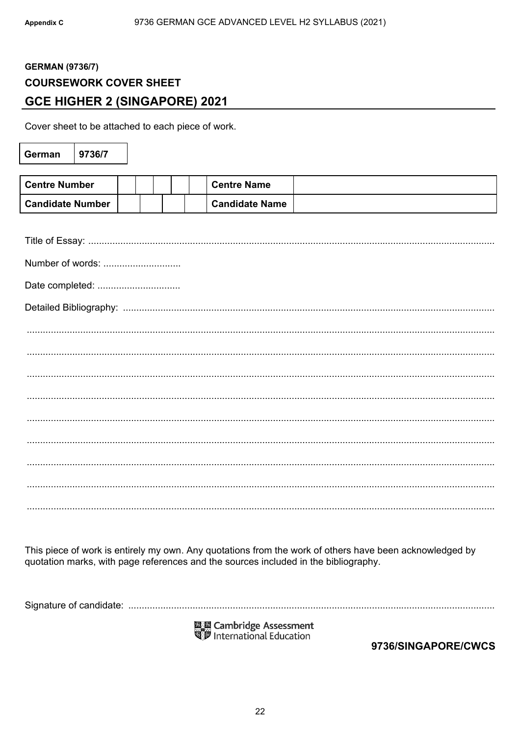**Appendix C**

**GERMAN (9736/7)**

**COURSEWORK COVER SHEET**

## GCE HIGHER 2 (SINGAPORE) 2021

Cover sheet to be attached to each piece of work.

| German | 9736/7 |
|---|---|

| Centre Number | | | | | | | Centre Name | |
|---|---|---|---|---|---|---|---|---|
| Candidate Number | | | | | | | Candidate Name | |

Title of Essay: ..........................................................................................................................................

Number of words: .............................

Date completed: ...............................

Detailed Bibliography: ..........................................................................................................................

..............................................................................................................................................................

..............................................................................................................................................................

..............................................................................................................................................................

..............................................................................................................................................................

..............................................................................................................................................................

..............................................................................................................................................................

..............................................................................................................................................................

..............................................................................................................................................................

..............................................................................................................................................................

This piece of work is entirely my own. Any quotations from the work of others have been acknowledged by quotation marks, with page references and the sources included in the bibliography.

Signature of candidate: ........................................................................................................................

Cambridge Assessment International Education

**9736/SINGAPORE/CWCS**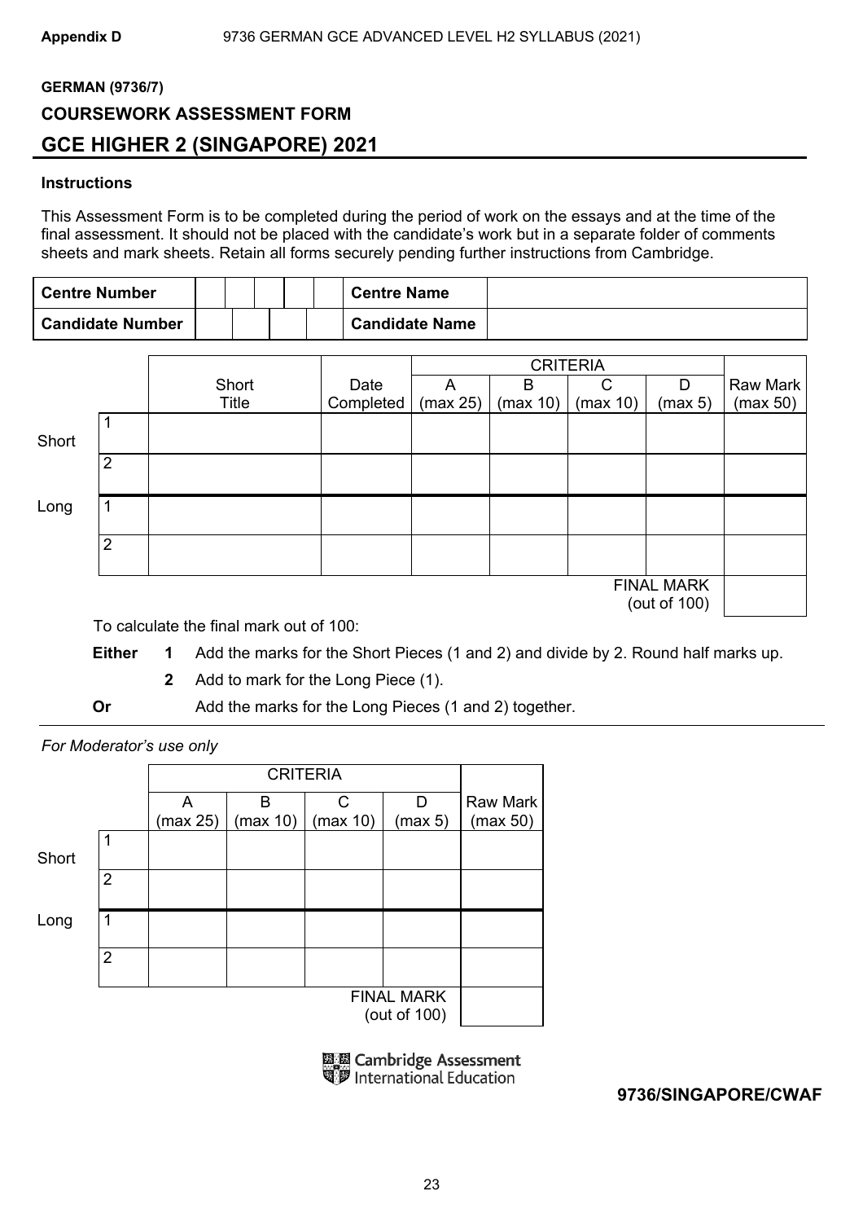**GERMAN (9736/7)**

**COURSEWORK ASSESSMENT FORM**

## GCE HIGHER 2 (SINGAPORE) 2021

**Instructions**

This Assessment Form is to be completed during the period of work on the essays and at the time of the final assessment. It should not be placed with the candidate's work but in a separate folder of comments sheets and mark sheets. Retain all forms securely pending further instructions from Cambridge.

| **Centre Number** | | | | | | **Centre Name** | |
|---|---|---|---|---|---|---|---|
| **Candidate Number** | | | | | | **Candidate Name** | |

| | | Short Title | Date Completed | CRITERIA A (max 25) | B (max 10) | C (max 10) | D (max 5) | Raw Mark (max 50) |
|---|---|---|---|---|---|---|---|---|
| Short | 1 | | | | | | | |
| | 2 | | | | | | | |
| Long | 1 | | | | | | | |
| | 2 | | | | | | | |
| | | | | | | | FINAL MARK (out of 100) | |

To calculate the final mark out of 100:

**Either** **1** Add the marks for the Short Pieces (1 and 2) and divide by 2. Round half marks up.

**2** Add to mark for the Long Piece (1).

**Or** Add the marks for the Long Pieces (1 and 2) together.

*For Moderator's use only*

| | | CRITERIA A (max 25) | B (max 10) | C (max 10) | D (max 5) | Raw Mark (max 50) |
|---|---|---|---|---|---|---|
| Short | 1 | | | | | |
| | 2 | | | | | |
| Long | 1 | | | | | |
| | 2 | | | | | |
| | | | | | FINAL MARK (out of 100) | |

Cambridge Assessment International Education

**9736/SINGAPORE/CWAF**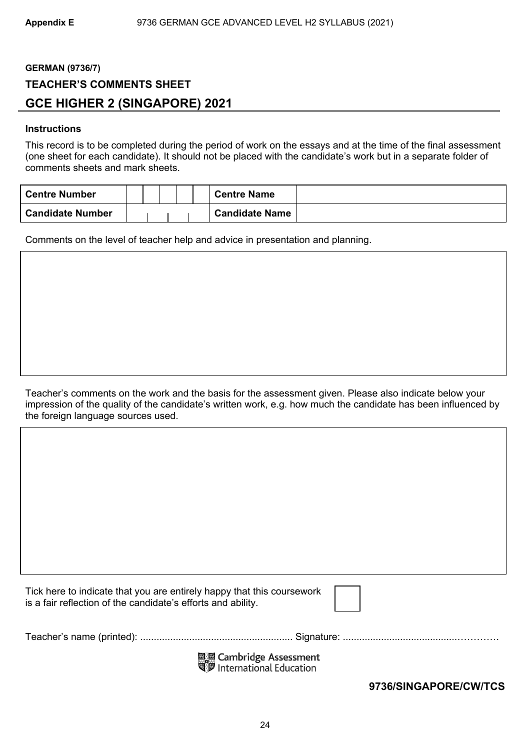**GERMAN (9736/7)**

**TEACHER'S COMMENTS SHEET**

## GCE HIGHER 2 (SINGAPORE) 2021

**Instructions**

This record is to be completed during the period of work on the essays and at the time of the final assessment (one sheet for each candidate). It should not be placed with the candidate's work but in a separate folder of comments sheets and mark sheets.

| | | | | | | | |
|---|---|---|---|---|---|---|---|
| **Centre Number** | | | | | | **Centre Name** | |
| **Candidate Number** | | | | | | **Candidate Name** | |

Comments on the level of teacher help and advice in presentation and planning.

Teacher's comments on the work and the basis for the assessment given. Please also indicate below your impression of the quality of the candidate's written work, e.g. how much the candidate has been influenced by the foreign language sources used.

Tick here to indicate that you are entirely happy that this coursework is a fair reflection of the candidate's efforts and ability. ☐

Teacher's name (printed): ........................................................ Signature: ...........................................…………

Cambridge Assessment International Education

**9736/SINGAPORE/CW/TCS**